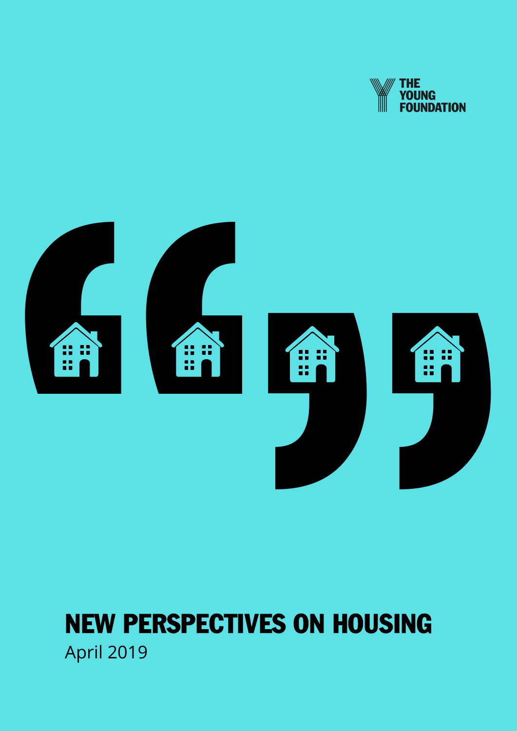THE YOUNG FOUNDATION

# NEW PERSPECTIVES ON HOUSING

April 2019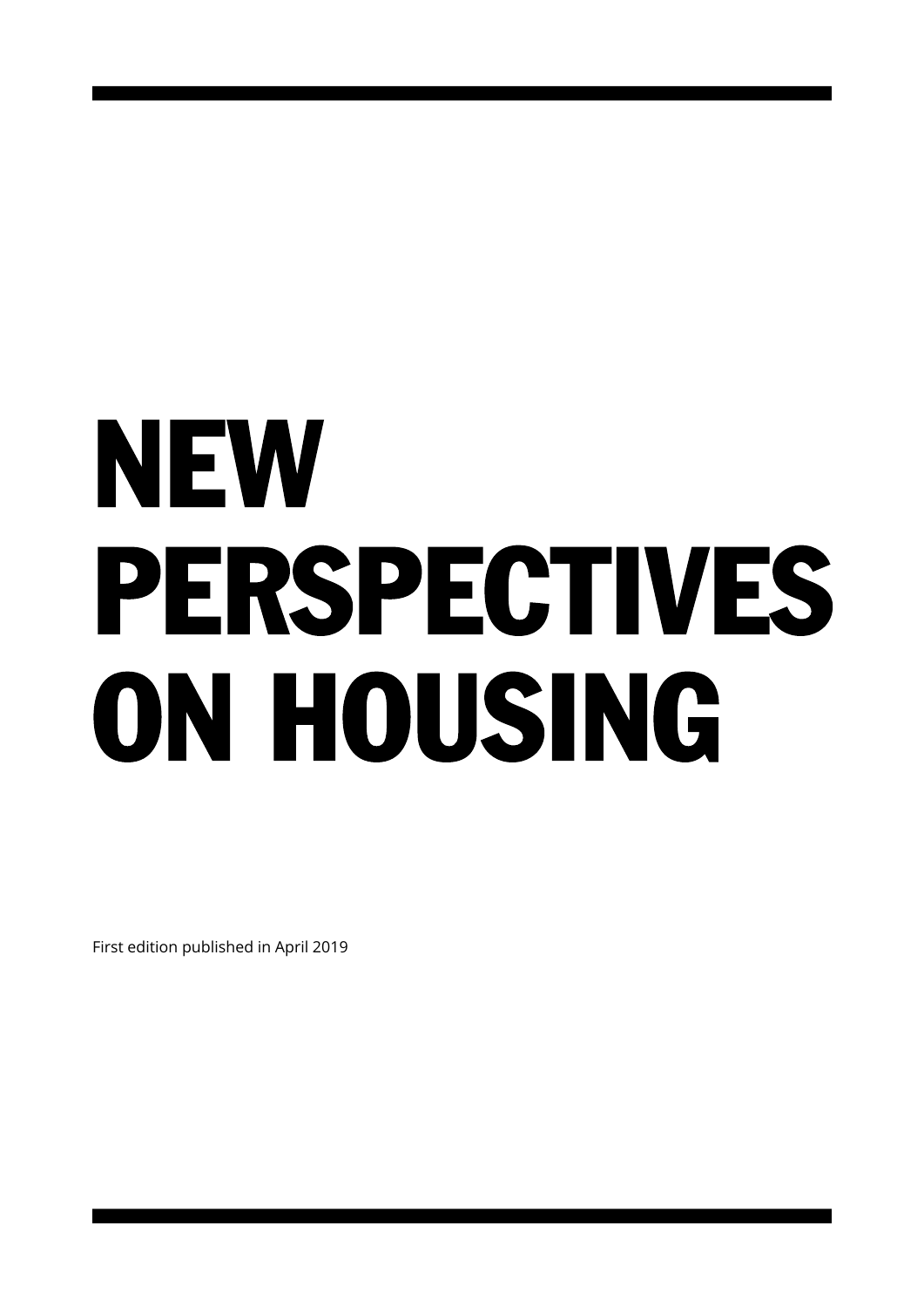# NEW PERSPECTIVES ON HOUSING

First edition published in April 2019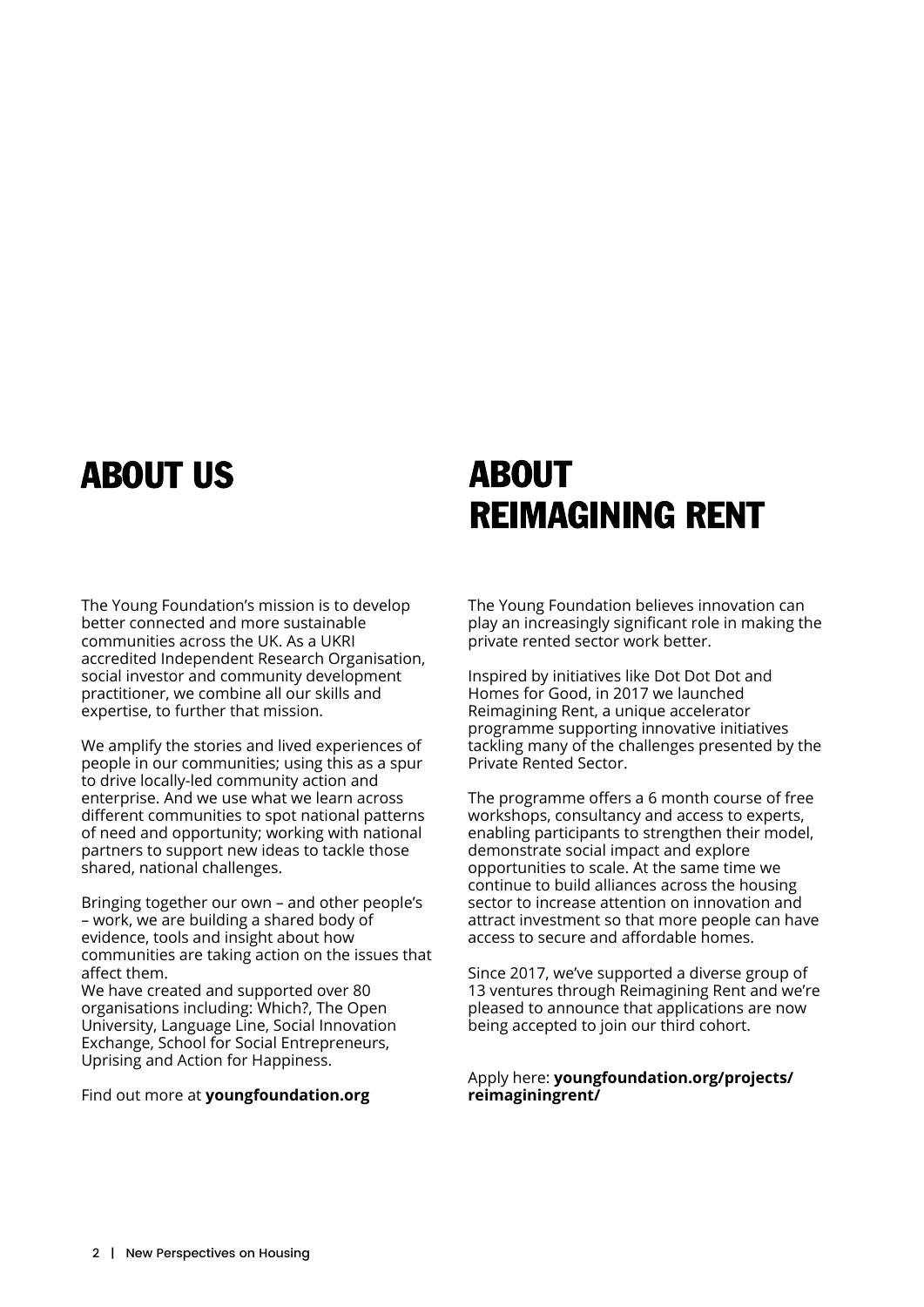## ABOUT US

The Young Foundation's mission is to develop better connected and more sustainable communities across the UK. As a UKRI accredited Independent Research Organisation, social investor and community development practitioner, we combine all our skills and expertise, to further that mission.

We amplify the stories and lived experiences of people in our communities; using this as a spur to drive locally-led community action and enterprise. And we use what we learn across different communities to spot national patterns of need and opportunity; working with national partners to support new ideas to tackle those shared, national challenges.

Bringing together our own – and other people's – work, we are building a shared body of evidence, tools and insight about how communities are taking action on the issues that affect them.
We have created and supported over 80 organisations including: Which?, The Open University, Language Line, Social Innovation Exchange, School for Social Entrepreneurs, Uprising and Action for Happiness.

Find out more at **youngfoundation.org**

## ABOUT REIMAGINING RENT

The Young Foundation believes innovation can play an increasingly significant role in making the private rented sector work better.

Inspired by initiatives like Dot Dot Dot and Homes for Good, in 2017 we launched Reimagining Rent, a unique accelerator programme supporting innovative initiatives tackling many of the challenges presented by the Private Rented Sector.

The programme offers a 6 month course of free workshops, consultancy and access to experts, enabling participants to strengthen their model, demonstrate social impact and explore opportunities to scale. At the same time we continue to build alliances across the housing sector to increase attention on innovation and attract investment so that more people can have access to secure and affordable homes.

Since 2017, we've supported a diverse group of 13 ventures through Reimagining Rent and we're pleased to announce that applications are now being accepted to join our third cohort.

Apply here: **youngfoundation.org/projects/reimaginingrent/**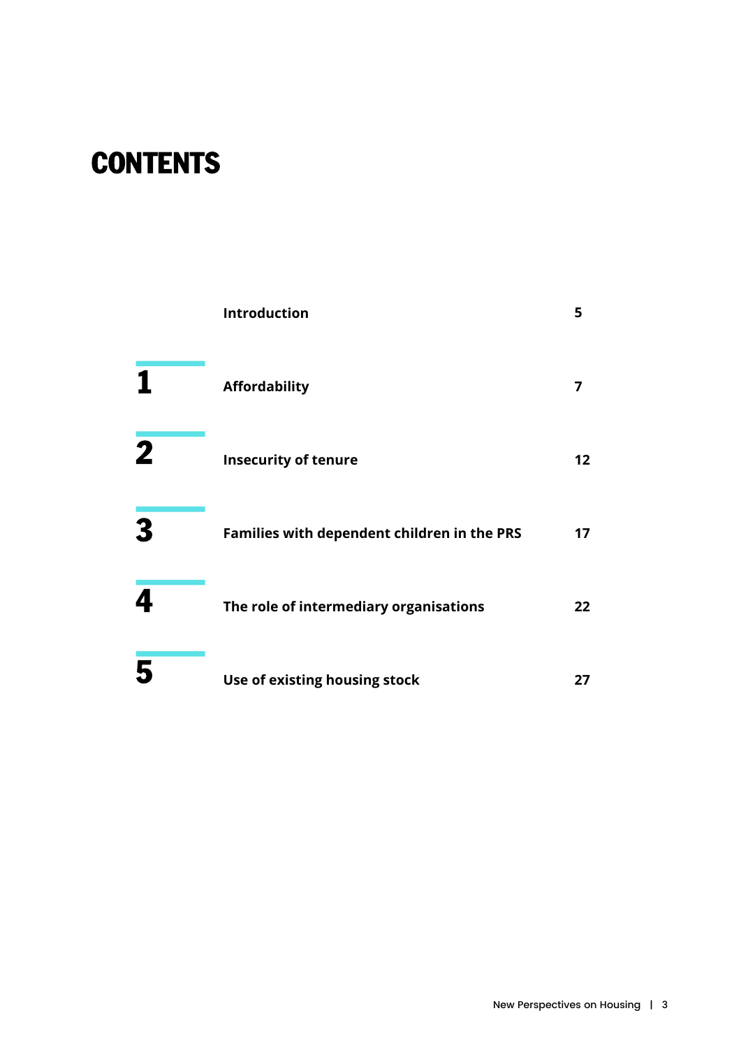# CONTENTS

| | | |
|---|---|---|
| | **Introduction** | **5** |
| **1** | **Affordability** | **7** |
| **2** | **Insecurity of tenure** | **12** |
| **3** | **Families with dependent children in the PRS** | **17** |
| **4** | **The role of intermediary organisations** | **22** |
| **5** | **Use of existing housing stock** | **27** |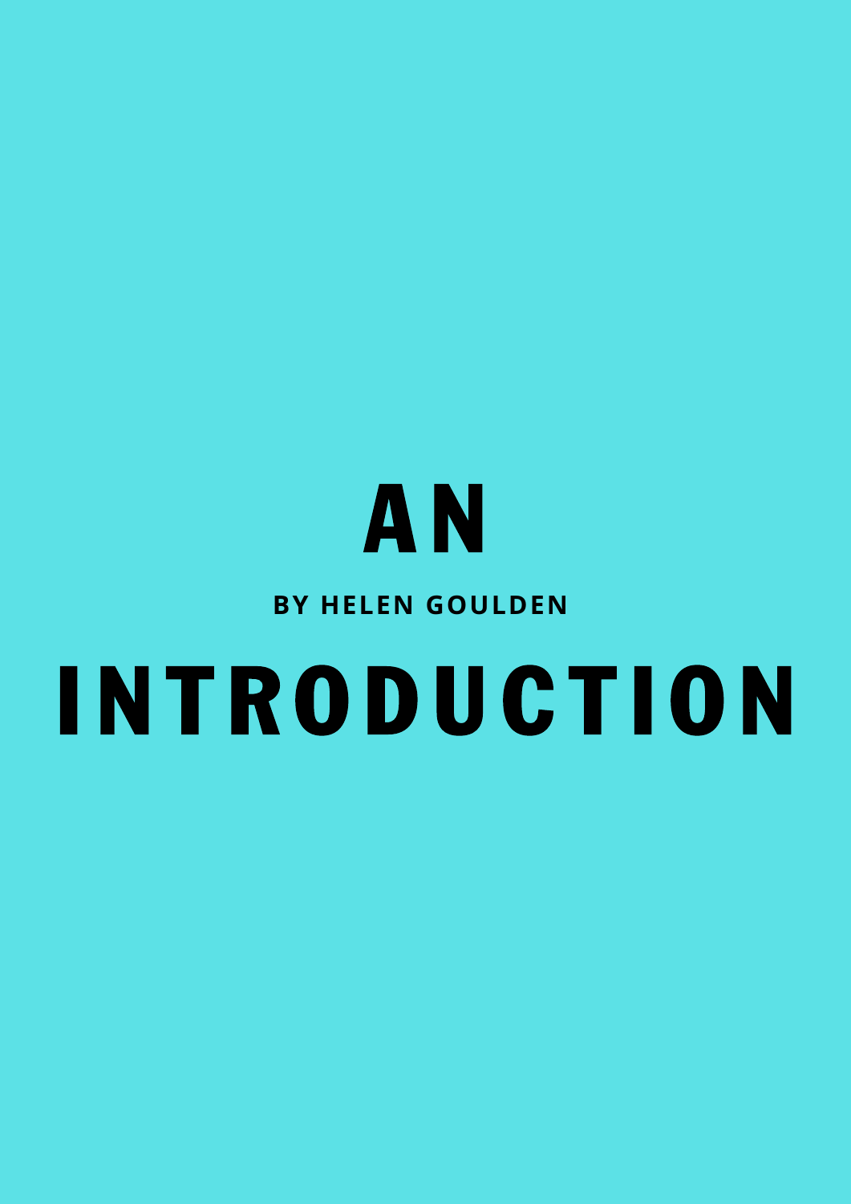# AN INTRODUCTION

**BY HELEN GOULDEN**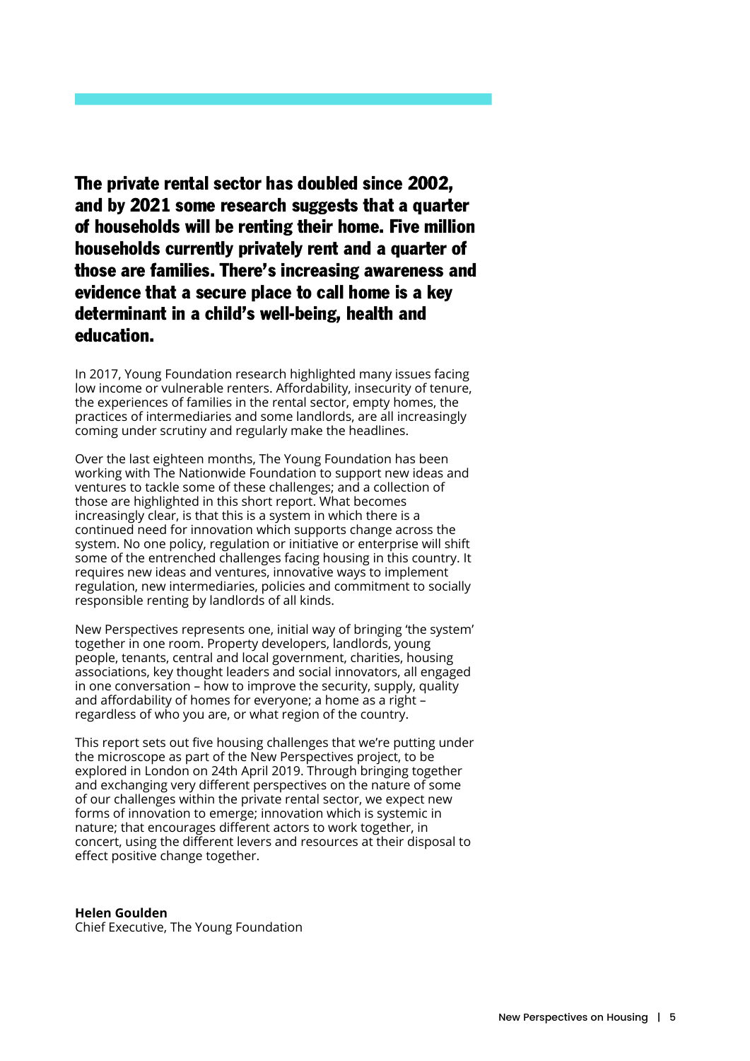**The private rental sector has doubled since 2002, and by 2021 some research suggests that a quarter of households will be renting their home. Five million households currently privately rent and a quarter of those are families. There's increasing awareness and evidence that a secure place to call home is a key determinant in a child's well-being, health and education.**

In 2017, Young Foundation research highlighted many issues facing low income or vulnerable renters. Affordability, insecurity of tenure, the experiences of families in the rental sector, empty homes, the practices of intermediaries and some landlords, are all increasingly coming under scrutiny and regularly make the headlines.

Over the last eighteen months, The Young Foundation has been working with The Nationwide Foundation to support new ideas and ventures to tackle some of these challenges; and a collection of those are highlighted in this short report. What becomes increasingly clear, is that this is a system in which there is a continued need for innovation which supports change across the system. No one policy, regulation or initiative or enterprise will shift some of the entrenched challenges facing housing in this country. It requires new ideas and ventures, innovative ways to implement regulation, new intermediaries, policies and commitment to socially responsible renting by landlords of all kinds.

New Perspectives represents one, initial way of bringing 'the system' together in one room. Property developers, landlords, young people, tenants, central and local government, charities, housing associations, key thought leaders and social innovators, all engaged in one conversation – how to improve the security, supply, quality and affordability of homes for everyone; a home as a right – regardless of who you are, or what region of the country.

This report sets out five housing challenges that we're putting under the microscope as part of the New Perspectives project, to be explored in London on 24th April 2019. Through bringing together and exchanging very different perspectives on the nature of some of our challenges within the private rental sector, we expect new forms of innovation to emerge; innovation which is systemic in nature; that encourages different actors to work together, in concert, using the different levers and resources at their disposal to effect positive change together.

**Helen Goulden**
Chief Executive, The Young Foundation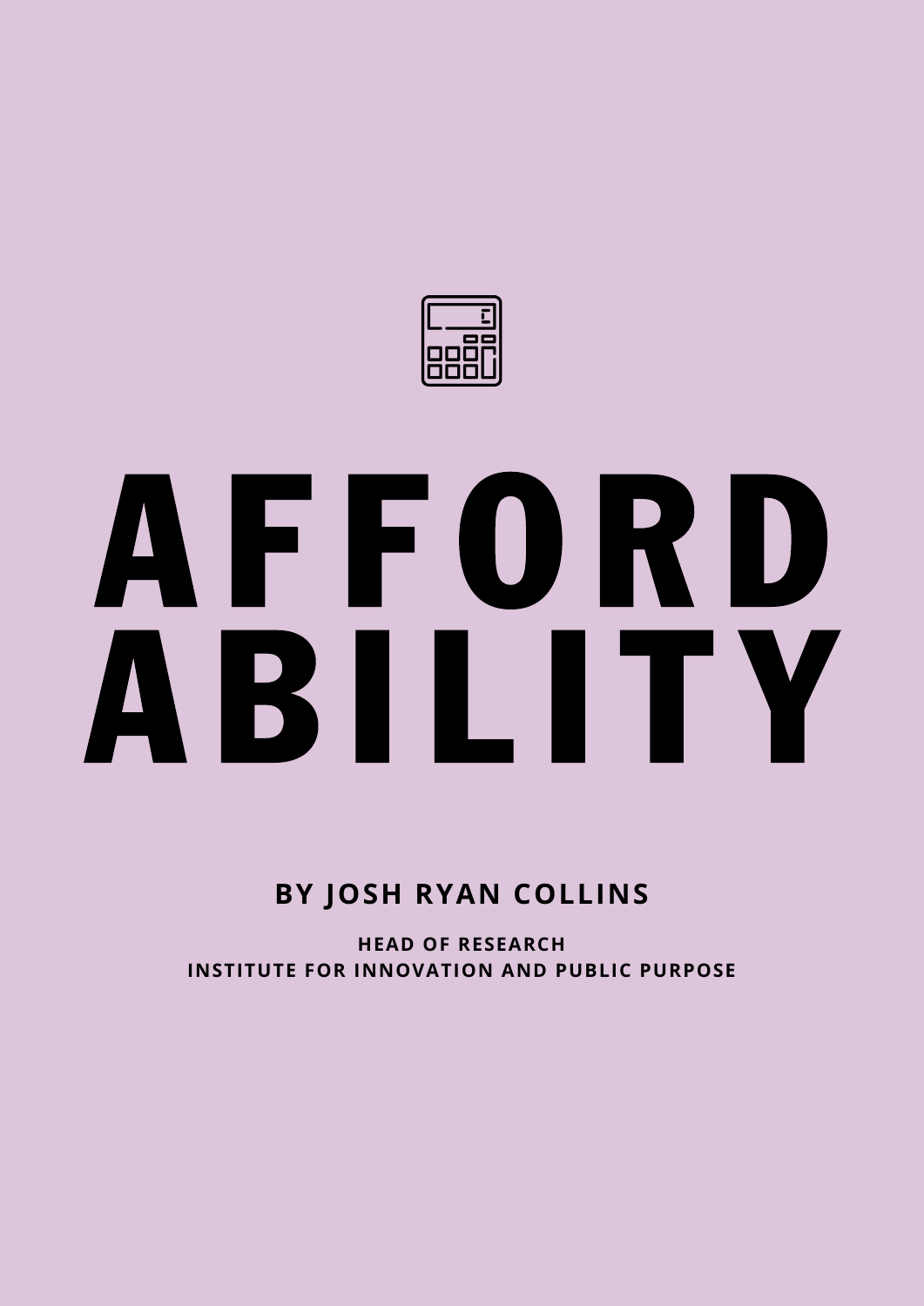# AFFORD ABILITY

**BY JOSH RYAN COLLINS**

**HEAD OF RESEARCH**
**INSTITUTE FOR INNOVATION AND PUBLIC PURPOSE**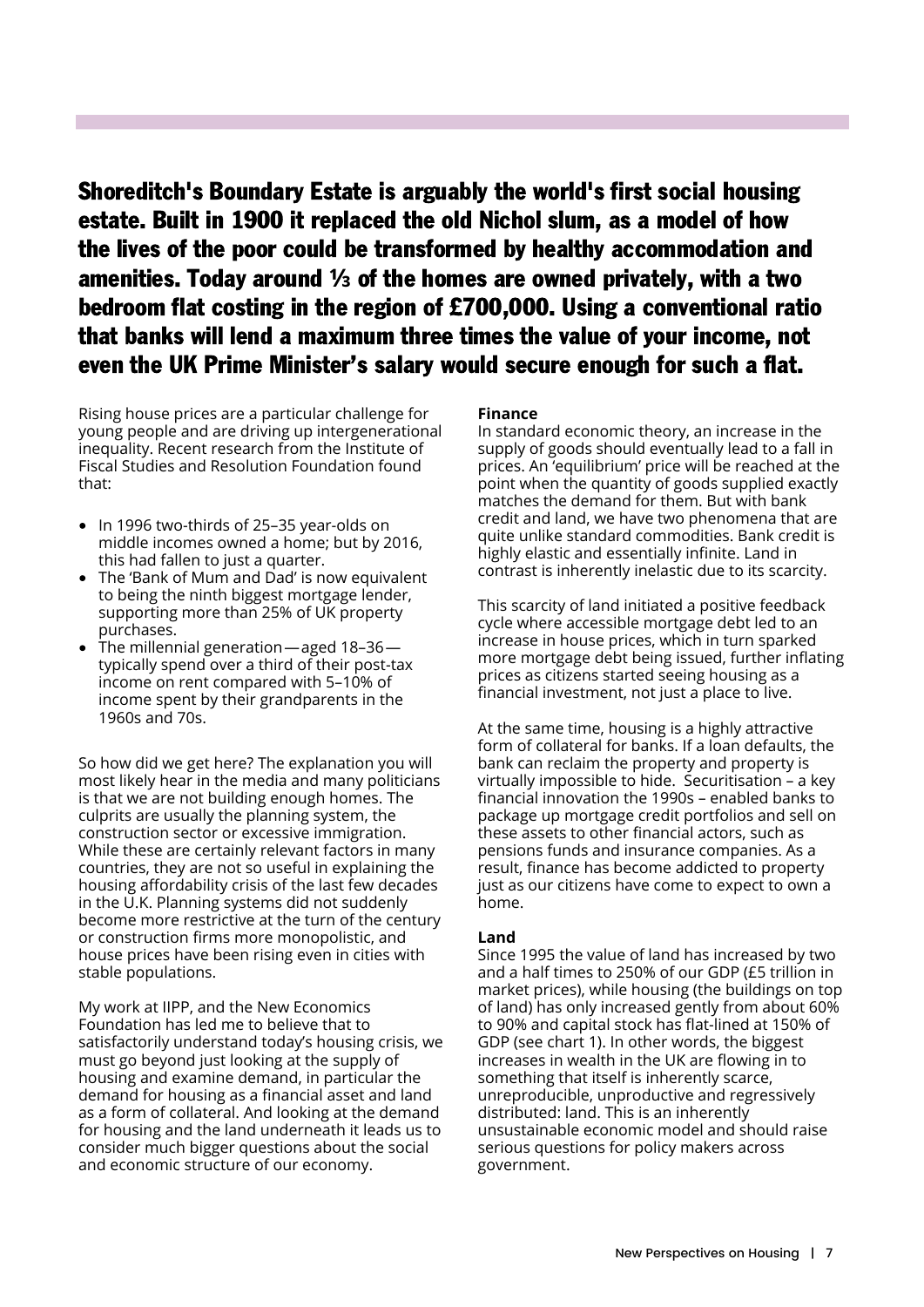**Shoreditch's Boundary Estate is arguably the world's first social housing estate. Built in 1900 it replaced the old Nichol slum, as a model of how the lives of the poor could be transformed by healthy accommodation and amenities. Today around ⅓ of the homes are owned privately, with a two bedroom flat costing in the region of £700,000. Using a conventional ratio that banks will lend a maximum three times the value of your income, not even the UK Prime Minister's salary would secure enough for such a flat.**

Rising house prices are a particular challenge for young people and are driving up intergenerational inequality. Recent research from the Institute of Fiscal Studies and Resolution Foundation found that:

- In 1996 two-thirds of 25–35 year-olds on middle incomes owned a home; but by 2016, this had fallen to just a quarter.
- The 'Bank of Mum and Dad' is now equivalent to being the ninth biggest mortgage lender, supporting more than 25% of UK property purchases.
- The millennial generation—aged 18–36—typically spend over a third of their post-tax income on rent compared with 5–10% of income spent by their grandparents in the 1960s and 70s.

So how did we get here? The explanation you will most likely hear in the media and many politicians is that we are not building enough homes. The culprits are usually the planning system, the construction sector or excessive immigration. While these are certainly relevant factors in many countries, they are not so useful in explaining the housing affordability crisis of the last few decades in the U.K. Planning systems did not suddenly become more restrictive at the turn of the century or construction firms more monopolistic, and house prices have been rising even in cities with stable populations.

My work at IIPP, and the New Economics Foundation has led me to believe that to satisfactorily understand today's housing crisis, we must go beyond just looking at the supply of housing and examine demand, in particular the demand for housing as a financial asset and land as a form of collateral. And looking at the demand for housing and the land underneath it leads us to consider much bigger questions about the social and economic structure of our economy.

**Finance**

In standard economic theory, an increase in the supply of goods should eventually lead to a fall in prices. An 'equilibrium' price will be reached at the point when the quantity of goods supplied exactly matches the demand for them. But with bank credit and land, we have two phenomena that are quite unlike standard commodities. Bank credit is highly elastic and essentially infinite. Land in contrast is inherently inelastic due to its scarcity.

This scarcity of land initiated a positive feedback cycle where accessible mortgage debt led to an increase in house prices, which in turn sparked more mortgage debt being issued, further inflating prices as citizens started seeing housing as a financial investment, not just a place to live.

At the same time, housing is a highly attractive form of collateral for banks. If a loan defaults, the bank can reclaim the property and property is virtually impossible to hide. Securitisation – a key financial innovation the 1990s – enabled banks to package up mortgage credit portfolios and sell on these assets to other financial actors, such as pensions funds and insurance companies. As a result, finance has become addicted to property just as our citizens have come to expect to own a home.

**Land**

Since 1995 the value of land has increased by two and a half times to 250% of our GDP (£5 trillion in market prices), while housing (the buildings on top of land) has only increased gently from about 60% to 90% and capital stock has flat-lined at 150% of GDP (see chart 1). In other words, the biggest increases in wealth in the UK are flowing in to something that itself is inherently scarce, unreproducible, unproductive and regressively distributed: land. This is an inherently unsustainable economic model and should raise serious questions for policy makers across government.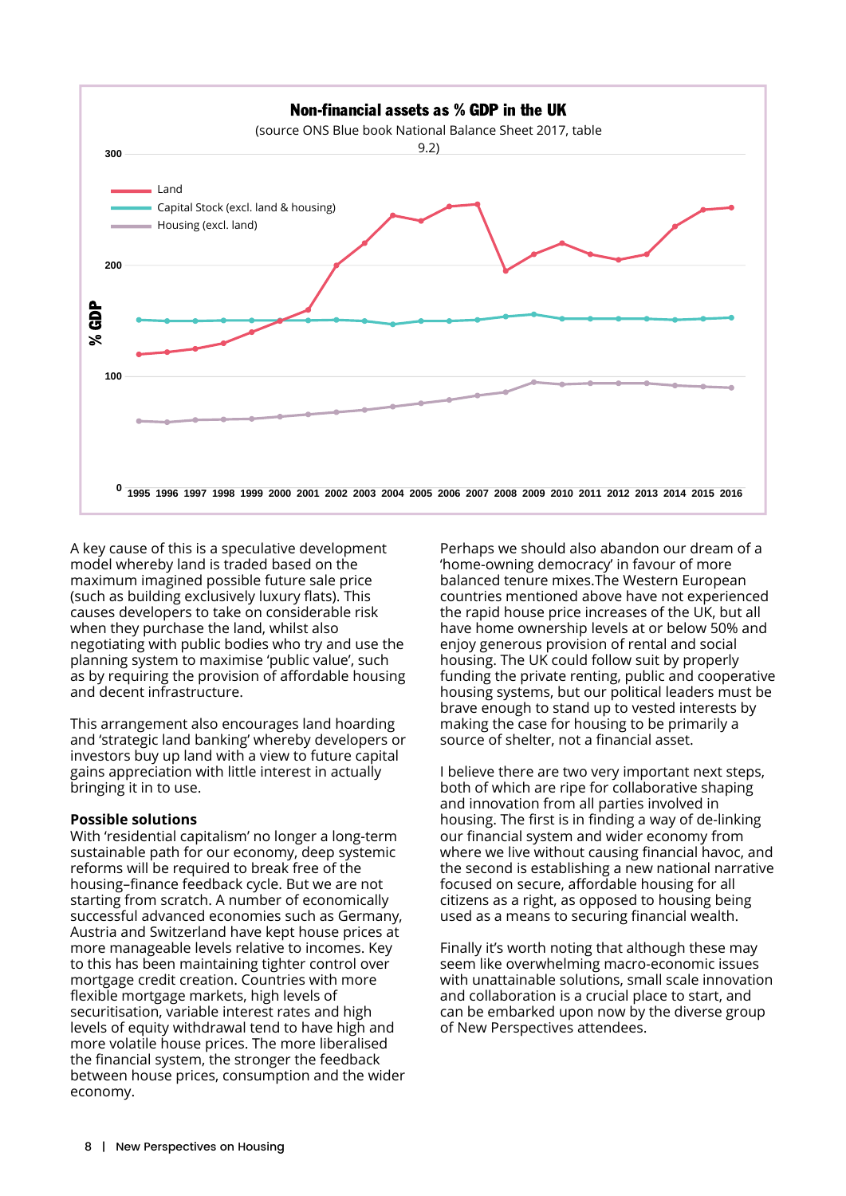**Non-financial assets as % GDP in the UK**

(source ONS Blue book National Balance Sheet 2017, table 9.2)

A key cause of this is a speculative development model whereby land is traded based on the maximum imagined possible future sale price (such as building exclusively luxury flats). This causes developers to take on considerable risk when they purchase the land, whilst also negotiating with public bodies who try and use the planning system to maximise 'public value', such as by requiring the provision of affordable housing and decent infrastructure.

This arrangement also encourages land hoarding and 'strategic land banking' whereby developers or investors buy up land with a view to future capital gains appreciation with little interest in actually bringing it in to use.

**Possible solutions**

With 'residential capitalism' no longer a long-term sustainable path for our economy, deep systemic reforms will be required to break free of the housing–finance feedback cycle. But we are not starting from scratch. A number of economically successful advanced economies such as Germany, Austria and Switzerland have kept house prices at more manageable levels relative to incomes. Key to this has been maintaining tighter control over mortgage credit creation. Countries with more flexible mortgage markets, high levels of securitisation, variable interest rates and high levels of equity withdrawal tend to have high and more volatile house prices. The more liberalised the financial system, the stronger the feedback between house prices, consumption and the wider economy.

Perhaps we should also abandon our dream of a 'home-owning democracy' in favour of more balanced tenure mixes.The Western European countries mentioned above have not experienced the rapid house price increases of the UK, but all have home ownership levels at or below 50% and enjoy generous provision of rental and social housing. The UK could follow suit by properly funding the private renting, public and cooperative housing systems, but our political leaders must be brave enough to stand up to vested interests by making the case for housing to be primarily a source of shelter, not a financial asset.

I believe there are two very important next steps, both of which are ripe for collaborative shaping and innovation from all parties involved in housing. The first is in finding a way of de-linking our financial system and wider economy from where we live without causing financial havoc, and the second is establishing a new national narrative focused on secure, affordable housing for all citizens as a right, as opposed to housing being used as a means to securing financial wealth.

Finally it's worth noting that although these may seem like overwhelming macro-economic issues with unattainable solutions, small scale innovation and collaboration is a crucial place to start, and can be embarked upon now by the diverse group of New Perspectives attendees.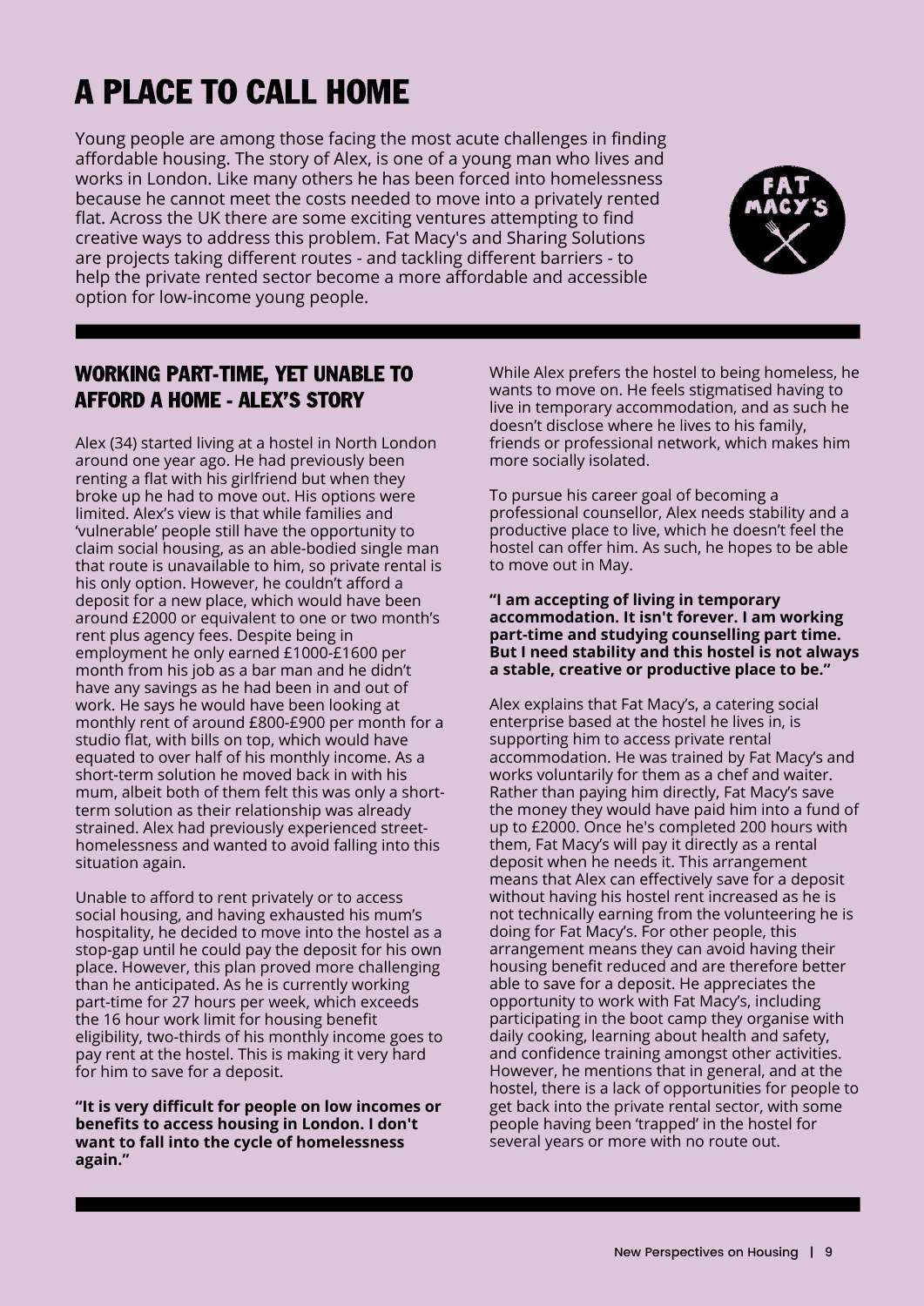# A PLACE TO CALL HOME

Young people are among those facing the most acute challenges in finding affordable housing. The story of Alex, is one of a young man who lives and works in London. Like many others he has been forced into homelessness because he cannot meet the costs needed to move into a privately rented flat. Across the UK there are some exciting ventures attempting to find creative ways to address this problem. Fat Macy's and Sharing Solutions are projects taking different routes - and tackling different barriers - to help the private rented sector become a more affordable and accessible option for low-income young people.

## WORKING PART-TIME, YET UNABLE TO AFFORD A HOME - ALEX'S STORY

Alex (34) started living at a hostel in North London around one year ago. He had previously been renting a flat with his girlfriend but when they broke up he had to move out. His options were limited. Alex's view is that while families and 'vulnerable' people still have the opportunity to claim social housing, as an able-bodied single man that route is unavailable to him, so private rental is his only option. However, he couldn't afford a deposit for a new place, which would have been around £2000 or equivalent to one or two month's rent plus agency fees. Despite being in employment he only earned £1000-£1600 per month from his job as a bar man and he didn't have any savings as he had been in and out of work. He says he would have been looking at monthly rent of around £800-£900 per month for a studio flat, with bills on top, which would have equated to over half of his monthly income. As a short-term solution he moved back in with his mum, albeit both of them felt this was only a short-term solution as their relationship was already strained. Alex had previously experienced street-homelessness and wanted to avoid falling into this situation again.

Unable to afford to rent privately or to access social housing, and having exhausted his mum's hospitality, he decided to move into the hostel as a stop-gap until he could pay the deposit for his own place. However, this plan proved more challenging than he anticipated. As he is currently working part-time for 27 hours per week, which exceeds the 16 hour work limit for housing benefit eligibility, two-thirds of his monthly income goes to pay rent at the hostel. This is making it very hard for him to save for a deposit.

**"It is very difficult for people on low incomes or benefits to access housing in London. I don't want to fall into the cycle of homelessness again."**

While Alex prefers the hostel to being homeless, he wants to move on. He feels stigmatised having to live in temporary accommodation, and as such he doesn't disclose where he lives to his family, friends or professional network, which makes him more socially isolated.

To pursue his career goal of becoming a professional counsellor, Alex needs stability and a productive place to live, which he doesn't feel the hostel can offer him. As such, he hopes to be able to move out in May.

**"I am accepting of living in temporary accommodation. It isn't forever. I am working part-time and studying counselling part time. But I need stability and this hostel is not always a stable, creative or productive place to be."**

Alex explains that Fat Macy's, a catering social enterprise based at the hostel he lives in, is supporting him to access private rental accommodation. He was trained by Fat Macy's and works voluntarily for them as a chef and waiter. Rather than paying him directly, Fat Macy's save the money they would have paid him into a fund of up to £2000. Once he's completed 200 hours with them, Fat Macy's will pay it directly as a rental deposit when he needs it. This arrangement means that Alex can effectively save for a deposit without having his hostel rent increased as he is not technically earning from the volunteering he is doing for Fat Macy's. For other people, this arrangement means they can avoid having their housing benefit reduced and are therefore better able to save for a deposit. He appreciates the opportunity to work with Fat Macy's, including participating in the boot camp they organise with daily cooking, learning about health and safety, and confidence training amongst other activities. However, he mentions that in general, and at the hostel, there is a lack of opportunities for people to get back into the private rental sector, with some people having been 'trapped' in the hostel for several years or more with no route out.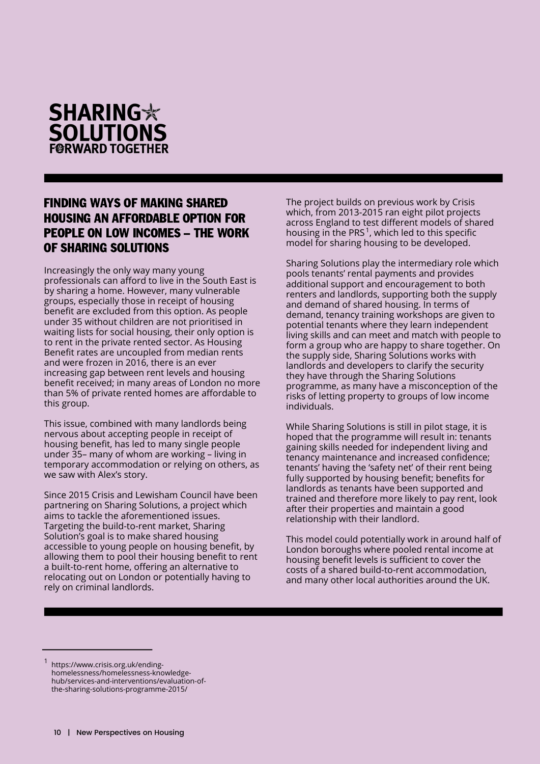**SHARING SOLUTIONS**
**FORWARD TOGETHER**

## FINDING WAYS OF MAKING SHARED HOUSING AN AFFORDABLE OPTION FOR PEOPLE ON LOW INCOMES – THE WORK OF SHARING SOLUTIONS

Increasingly the only way many young professionals can afford to live in the South East is by sharing a home. However, many vulnerable groups, especially those in receipt of housing benefit are excluded from this option. As people under 35 without children are not prioritised in waiting lists for social housing, their only option is to rent in the private rented sector. As Housing Benefit rates are uncoupled from median rents and were frozen in 2016, there is an ever increasing gap between rent levels and housing benefit received; in many areas of London no more than 5% of private rented homes are affordable to this group.

This issue, combined with many landlords being nervous about accepting people in receipt of housing benefit, has led to many single people under 35– many of whom are working – living in temporary accommodation or relying on others, as we saw with Alex's story.

Since 2015 Crisis and Lewisham Council have been partnering on Sharing Solutions, a project which aims to tackle the aforementioned issues. Targeting the build-to-rent market, Sharing Solution's goal is to make shared housing accessible to young people on housing benefit, by allowing them to pool their housing benefit to rent a built-to-rent home, offering an alternative to relocating out on London or potentially having to rely on criminal landlords.

The project builds on previous work by Crisis which, from 2013-2015 ran eight pilot projects across England to test different models of shared housing in the PRS[1], which led to this specific model for sharing housing to be developed.

Sharing Solutions play the intermediary role which pools tenants' rental payments and provides additional support and encouragement to both renters and landlords, supporting both the supply and demand of shared housing. In terms of demand, tenancy training workshops are given to potential tenants where they learn independent living skills and can meet and match with people to form a group who are happy to share together. On the supply side, Sharing Solutions works with landlords and developers to clarify the security they have through the Sharing Solutions programme, as many have a misconception of the risks of letting property to groups of low income individuals.

While Sharing Solutions is still in pilot stage, it is hoped that the programme will result in: tenants gaining skills needed for independent living and tenancy maintenance and increased confidence; tenants' having the 'safety net' of their rent being fully supported by housing benefit; benefits for landlords as tenants have been supported and trained and therefore more likely to pay rent, look after their properties and maintain a good relationship with their landlord.

This model could potentially work in around half of London boroughs where pooled rental income at housing benefit levels is sufficient to cover the costs of a shared build-to-rent accommodation, and many other local authorities around the UK.

---

[1] https://www.crisis.org.uk/ending-homelessness/homelessness-knowledge-hub/services-and-interventions/evaluation-of-the-sharing-solutions-programme-2015/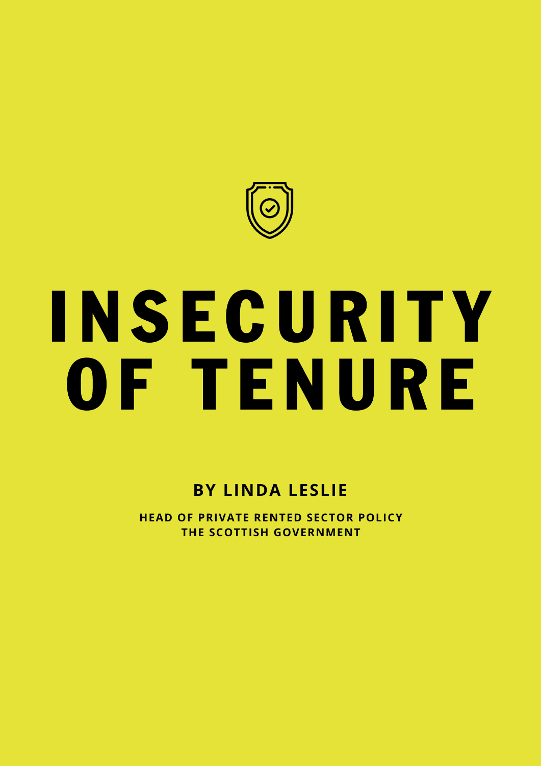# INSECURITY OF TENURE

**BY LINDA LESLIE**

**HEAD OF PRIVATE RENTED SECTOR POLICY**
**THE SCOTTISH GOVERNMENT**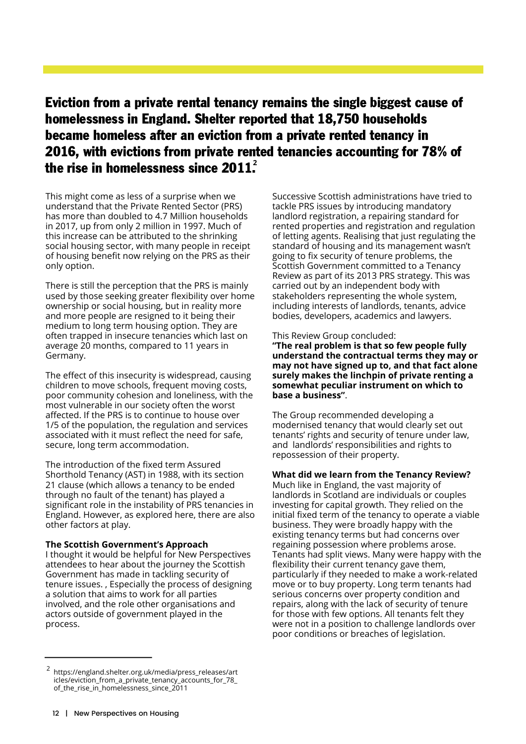## Eviction from a private rental tenancy remains the single biggest cause of homelessness in England. Shelter reported that 18,750 households became homeless after an eviction from a private rented tenancy in 2016, with evictions from private rented tenancies accounting for 78% of the rise in homelessness since 2011.[2]

This might come as less of a surprise when we understand that the Private Rented Sector (PRS) has more than doubled to 4.7 Million households in 2017, up from only 2 million in 1997. Much of this increase can be attributed to the shrinking social housing sector, with many people in receipt of housing benefit now relying on the PRS as their only option.

There is still the perception that the PRS is mainly used by those seeking greater flexibility over home ownership or social housing, but in reality more and more people are resigned to it being their medium to long term housing option. They are often trapped in insecure tenancies which last on average 20 months, compared to 11 years in Germany.

The effect of this insecurity is widespread, causing children to move schools, frequent moving costs, poor community cohesion and loneliness, with the most vulnerable in our society often the worst affected. If the PRS is to continue to house over 1/5 of the population, the regulation and services associated with it must reflect the need for safe, secure, long term accommodation.

The introduction of the fixed term Assured Shorthold Tenancy (AST) in 1988, with its section 21 clause (which allows a tenancy to be ended through no fault of the tenant) has played a significant role in the instability of PRS tenancies in England. However, as explored here, there are also other factors at play.

**The Scottish Government's Approach**

I thought it would be helpful for New Perspectives attendees to hear about the journey the Scottish Government has made in tackling security of tenure issues. , Especially the process of designing a solution that aims to work for all parties involved, and the role other organisations and actors outside of government played in the process.

Successive Scottish administrations have tried to tackle PRS issues by introducing mandatory landlord registration, a repairing standard for rented properties and registration and regulation of letting agents. Realising that just regulating the standard of housing and its management wasn't going to fix security of tenure problems, the Scottish Government committed to a Tenancy Review as part of its 2013 PRS strategy. This was carried out by an independent body with stakeholders representing the whole system, including interests of landlords, tenants, advice bodies, developers, academics and lawyers.

This Review Group concluded:

**"The real problem is that so few people fully understand the contractual terms they may or may not have signed up to, and that fact alone surely makes the linchpin of private renting a somewhat peculiar instrument on which to base a business"**.

The Group recommended developing a modernised tenancy that would clearly set out tenants' rights and security of tenure under law, and landlords' responsibilities and rights to repossession of their property.

**What did we learn from the Tenancy Review?**

Much like in England, the vast majority of landlords in Scotland are individuals or couples investing for capital growth. They relied on the initial fixed term of the tenancy to operate a viable business. They were broadly happy with the existing tenancy terms but had concerns over regaining possession where problems arose. Tenants had split views. Many were happy with the flexibility their current tenancy gave them, particularly if they needed to make a work-related move or to buy property. Long term tenants had serious concerns over property condition and repairs, along with the lack of security of tenure for those with few options. All tenants felt they were not in a position to challenge landlords over poor conditions or breaches of legislation.

---

[2] https://england.shelter.org.uk/media/press_releases/articles/eviction_from_a_private_tenancy_accounts_for_78_of_the_rise_in_homelessness_since_2011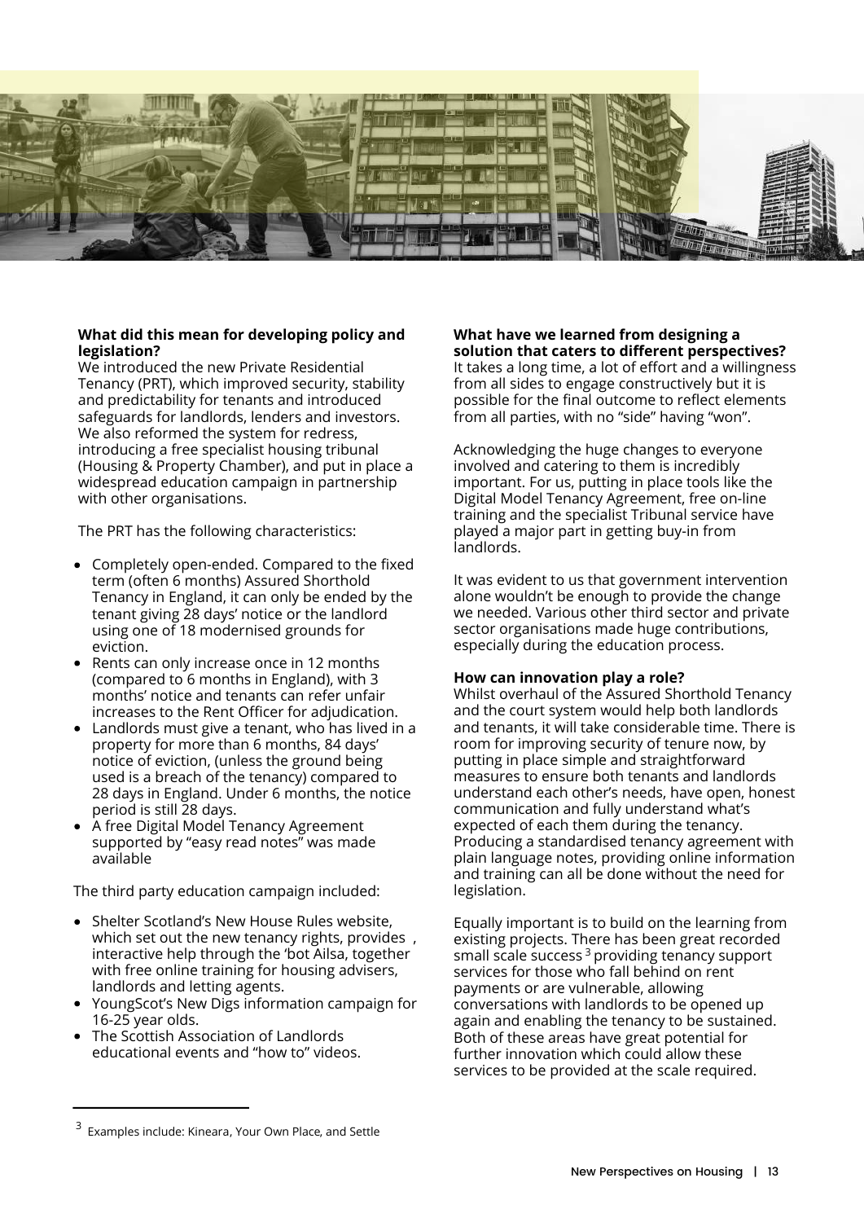**What did this mean for developing policy and legislation?**

We introduced the new Private Residential Tenancy (PRT), which improved security, stability and predictability for tenants and introduced safeguards for landlords, lenders and investors. We also reformed the system for redress, introducing a free specialist housing tribunal (Housing & Property Chamber), and put in place a widespread education campaign in partnership with other organisations.

The PRT has the following characteristics:

- Completely open-ended. Compared to the fixed term (often 6 months) Assured Shorthold Tenancy in England, it can only be ended by the tenant giving 28 days' notice or the landlord using one of 18 modernised grounds for eviction.
- Rents can only increase once in 12 months (compared to 6 months in England), with 3 months' notice and tenants can refer unfair increases to the Rent Officer for adjudication.
- Landlords must give a tenant, who has lived in a property for more than 6 months, 84 days' notice of eviction, (unless the ground being used is a breach of the tenancy) compared to 28 days in England. Under 6 months, the notice period is still 28 days.
- A free Digital Model Tenancy Agreement supported by "easy read notes" was made available

The third party education campaign included:

- Shelter Scotland's New House Rules website, which set out the new tenancy rights, provides , interactive help through the 'bot Ailsa, together with free online training for housing advisers, landlords and letting agents.
- YoungScot's New Digs information campaign for 16-25 year olds.
- The Scottish Association of Landlords educational events and "how to" videos.

**What have we learned from designing a solution that caters to different perspectives?**

It takes a long time, a lot of effort and a willingness from all sides to engage constructively but it is possible for the final outcome to reflect elements from all parties, with no "side" having "won".

Acknowledging the huge changes to everyone involved and catering to them is incredibly important. For us, putting in place tools like the Digital Model Tenancy Agreement, free on-line training and the specialist Tribunal service have played a major part in getting buy-in from landlords.

It was evident to us that government intervention alone wouldn't be enough to provide the change we needed. Various other third sector and private sector organisations made huge contributions, especially during the education process.

**How can innovation play a role?**

Whilst overhaul of the Assured Shorthold Tenancy and the court system would help both landlords and tenants, it will take considerable time. There is room for improving security of tenure now, by putting in place simple and straightforward measures to ensure both tenants and landlords understand each other's needs, have open, honest communication and fully understand what's expected of each them during the tenancy. Producing a standardised tenancy agreement with plain language notes, providing online information and training can all be done without the need for legislation.

Equally important is to build on the learning from existing projects. There has been great recorded small scale success [3] providing tenancy support services for those who fall behind on rent payments or are vulnerable, allowing conversations with landlords to be opened up again and enabling the tenancy to be sustained. Both of these areas have great potential for further innovation which could allow these services to be provided at the scale required.

---

[3] Examples include: Kineara, Your Own Place, and Settle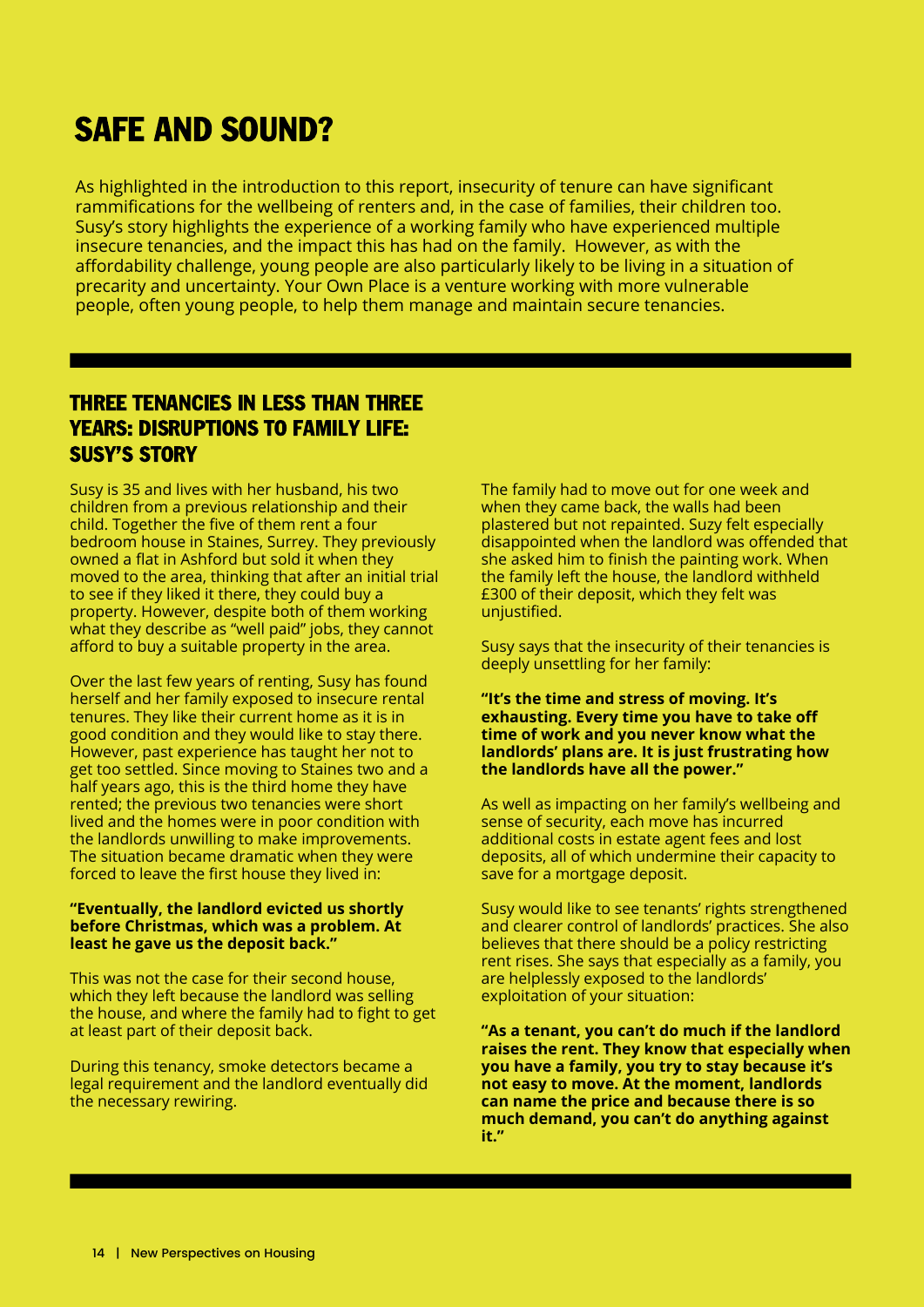# SAFE AND SOUND?

As highlighted in the introduction to this report, insecurity of tenure can have significant rammifications for the wellbeing of renters and, in the case of families, their children too. Susy's story highlights the experience of a working family who have experienced multiple insecure tenancies, and the impact this has had on the family. However, as with the affordability challenge, young people are also particularly likely to be living in a situation of precarity and uncertainty. Your Own Place is a venture working with more vulnerable people, often young people, to help them manage and maintain secure tenancies.

## THREE TENANCIES IN LESS THAN THREE YEARS: DISRUPTIONS TO FAMILY LIFE: SUSY'S STORY

Susy is 35 and lives with her husband, his two children from a previous relationship and their child. Together the five of them rent a four bedroom house in Staines, Surrey. They previously owned a flat in Ashford but sold it when they moved to the area, thinking that after an initial trial to see if they liked it there, they could buy a property. However, despite both of them working what they describe as "well paid" jobs, they cannot afford to buy a suitable property in the area.

Over the last few years of renting, Susy has found herself and her family exposed to insecure rental tenures. They like their current home as it is in good condition and they would like to stay there. However, past experience has taught her not to get too settled. Since moving to Staines two and a half years ago, this is the third home they have rented; the previous two tenancies were short lived and the homes were in poor condition with the landlords unwilling to make improvements. The situation became dramatic when they were forced to leave the first house they lived in:

**"Eventually, the landlord evicted us shortly before Christmas, which was a problem. At least he gave us the deposit back."**

This was not the case for their second house, which they left because the landlord was selling the house, and where the family had to fight to get at least part of their deposit back.

During this tenancy, smoke detectors became a legal requirement and the landlord eventually did the necessary rewiring.

The family had to move out for one week and when they came back, the walls had been plastered but not repainted. Suzy felt especially disappointed when the landlord was offended that she asked him to finish the painting work. When the family left the house, the landlord withheld £300 of their deposit, which they felt was unjustified.

Susy says that the insecurity of their tenancies is deeply unsettling for her family:

**"It's the time and stress of moving. It's exhausting. Every time you have to take off time of work and you never know what the landlords' plans are. It is just frustrating how the landlords have all the power."**

As well as impacting on her family's wellbeing and sense of security, each move has incurred additional costs in estate agent fees and lost deposits, all of which undermine their capacity to save for a mortgage deposit.

Susy would like to see tenants' rights strengthened and clearer control of landlords' practices. She also believes that there should be a policy restricting rent rises. She says that especially as a family, you are helplessly exposed to the landlords' exploitation of your situation:

**"As a tenant, you can't do much if the landlord raises the rent. They know that especially when you have a family, you try to stay because it's not easy to move. At the moment, landlords can name the price and because there is so much demand, you can't do anything against it."**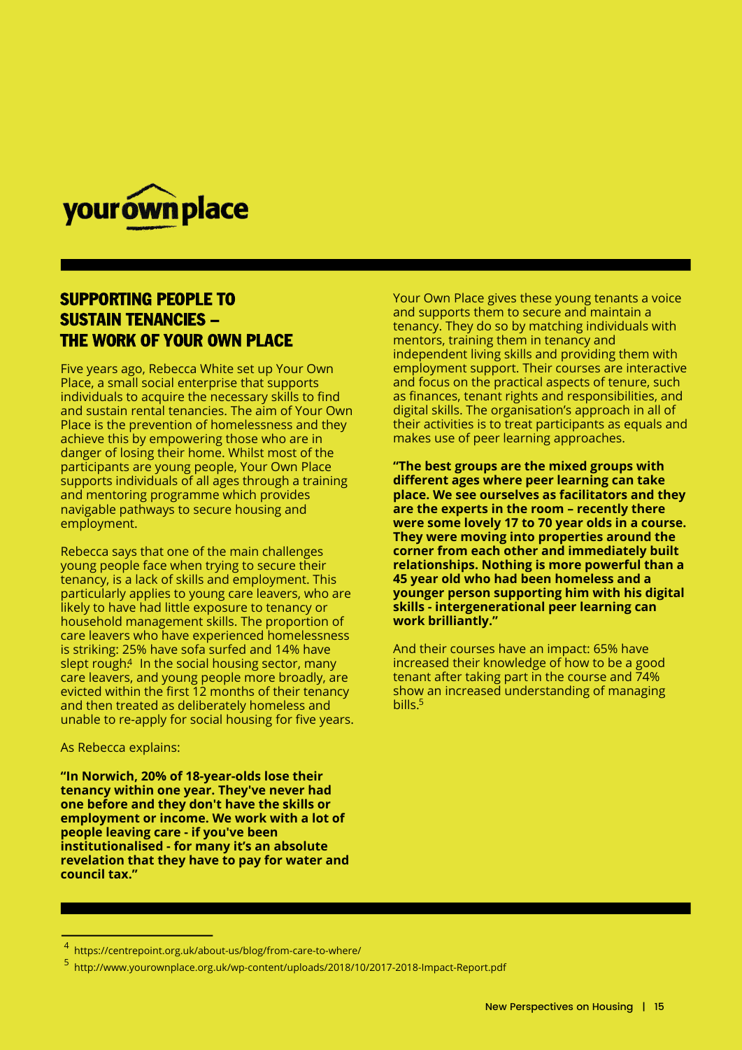your own place

## SUPPORTING PEOPLE TO SUSTAIN TENANCIES – THE WORK OF YOUR OWN PLACE

Five years ago, Rebecca White set up Your Own Place, a small social enterprise that supports individuals to acquire the necessary skills to find and sustain rental tenancies. The aim of Your Own Place is the prevention of homelessness and they achieve this by empowering those who are in danger of losing their home. Whilst most of the participants are young people, Your Own Place supports individuals of all ages through a training and mentoring programme which provides navigable pathways to secure housing and employment.

Rebecca says that one of the main challenges young people face when trying to secure their tenancy, is a lack of skills and employment. This particularly applies to young care leavers, who are likely to have had little exposure to tenancy or household management skills. The proportion of care leavers who have experienced homelessness is striking: 25% have sofa surfed and 14% have slept rough[4] In the social housing sector, many care leavers, and young people more broadly, are evicted within the first 12 months of their tenancy and then treated as deliberately homeless and unable to re-apply for social housing for five years.

As Rebecca explains:

**"In Norwich, 20% of 18-year-olds lose their tenancy within one year. They've never had one before and they don't have the skills or employment or income. We work with a lot of people leaving care - if you've been institutionalised - for many it's an absolute revelation that they have to pay for water and council tax."**

Your Own Place gives these young tenants a voice and supports them to secure and maintain a tenancy. They do so by matching individuals with mentors, training them in tenancy and independent living skills and providing them with employment support. Their courses are interactive and focus on the practical aspects of tenure, such as finances, tenant rights and responsibilities, and digital skills. The organisation's approach in all of their activities is to treat participants as equals and makes use of peer learning approaches.

**"The best groups are the mixed groups with different ages where peer learning can take place. We see ourselves as facilitators and they are the experts in the room – recently there were some lovely 17 to 70 year olds in a course. They were moving into properties around the corner from each other and immediately built relationships. Nothing is more powerful than a 45 year old who had been homeless and a younger person supporting him with his digital skills - intergenerational peer learning can work brilliantly."**

And their courses have an impact: 65% have increased their knowledge of how to be a good tenant after taking part in the course and 74% show an increased understanding of managing bills.[5]

---

[4] https://centrepoint.org.uk/about-us/blog/from-care-to-where/

[5] http://www.yourownplace.org.uk/wp-content/uploads/2018/10/2017-2018-Impact-Report.pdf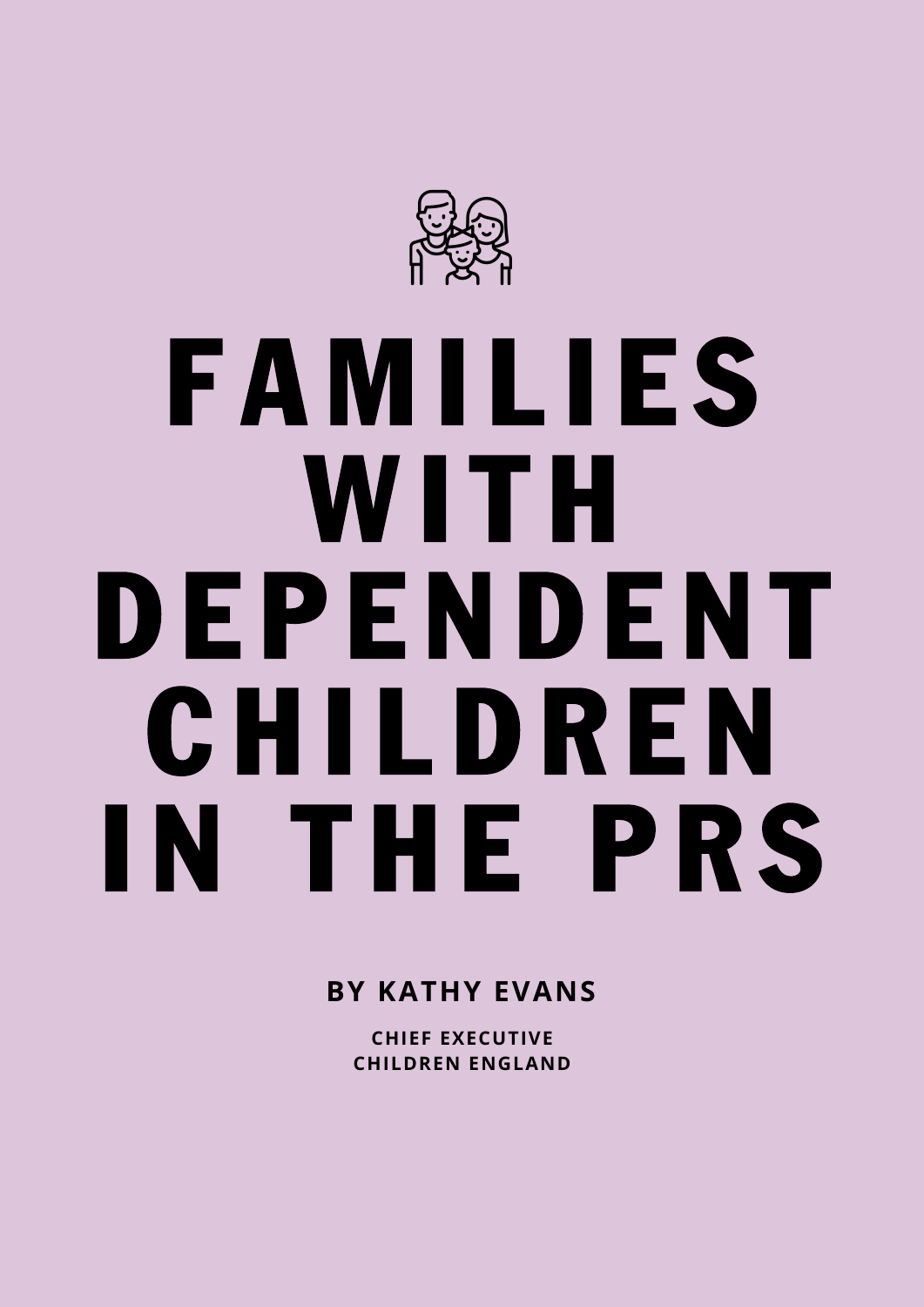# FAMILIES WITH DEPENDENT CHILDREN IN THE PRS

**BY KATHY EVANS**

**CHIEF EXECUTIVE**
**CHILDREN ENGLAND**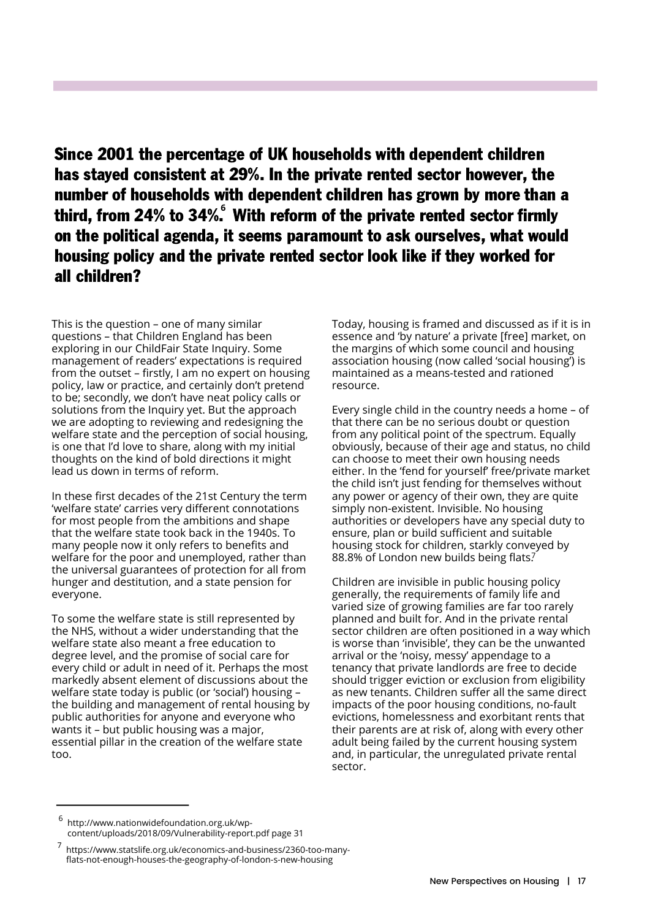**Since 2001 the percentage of UK households with dependent children has stayed consistent at 29%. In the private rented sector however, the number of households with dependent children has grown by more than a third, from 24% to 34%.[6] With reform of the private rented sector firmly on the political agenda, it seems paramount to ask ourselves, what would housing policy and the private rented sector look like if they worked for all children?**

This is the question – one of many similar questions – that Children England has been exploring in our ChildFair State Inquiry. Some management of readers' expectations is required from the outset – firstly, I am no expert on housing policy, law or practice, and certainly don't pretend to be; secondly, we don't have neat policy calls or solutions from the Inquiry yet. But the approach we are adopting to reviewing and redesigning the welfare state and the perception of social housing, is one that I'd love to share, along with my initial thoughts on the kind of bold directions it might lead us down in terms of reform.

In these first decades of the 21st Century the term 'welfare state' carries very different connotations for most people from the ambitions and shape that the welfare state took back in the 1940s. To many people now it only refers to benefits and welfare for the poor and unemployed, rather than the universal guarantees of protection for all from hunger and destitution, and a state pension for everyone.

To some the welfare state is still represented by the NHS, without a wider understanding that the welfare state also meant a free education to degree level, and the promise of social care for every child or adult in need of it. Perhaps the most markedly absent element of discussions about the welfare state today is public (or 'social') housing – the building and management of rental housing by public authorities for anyone and everyone who wants it – but public housing was a major, essential pillar in the creation of the welfare state too.

Today, housing is framed and discussed as if it is in essence and 'by nature' a private [free] market, on the margins of which some council and housing association housing (now called 'social housing') is maintained as a means-tested and rationed resource.

Every single child in the country needs a home – of that there can be no serious doubt or question from any political point of the spectrum. Equally obviously, because of their age and status, no child can choose to meet their own housing needs either. In the 'fend for yourself' free/private market the child isn't just fending for themselves without any power or agency of their own, they are quite simply non-existent. Invisible. No housing authorities or developers have any special duty to ensure, plan or build sufficient and suitable housing stock for children, starkly conveyed by 88.8% of London new builds being flats.[7]

Children are invisible in public housing policy generally, the requirements of family life and varied size of growing families are far too rarely planned and built for. And in the private rental sector children are often positioned in a way which is worse than 'invisible', they can be the unwanted arrival or the 'noisy, messy' appendage to a tenancy that private landlords are free to decide should trigger eviction or exclusion from eligibility as new tenants. Children suffer all the same direct impacts of the poor housing conditions, no-fault evictions, homelessness and exorbitant rents that their parents are at risk of, along with every other adult being failed by the current housing system and, in particular, the unregulated private rental sector.

---

[6] http://www.nationwidefoundation.org.uk/wp-content/uploads/2018/09/Vulnerability-report.pdf page 31

[7] https://www.statslife.org.uk/economics-and-business/2360-too-many-flats-not-enough-houses-the-geography-of-london-s-new-housing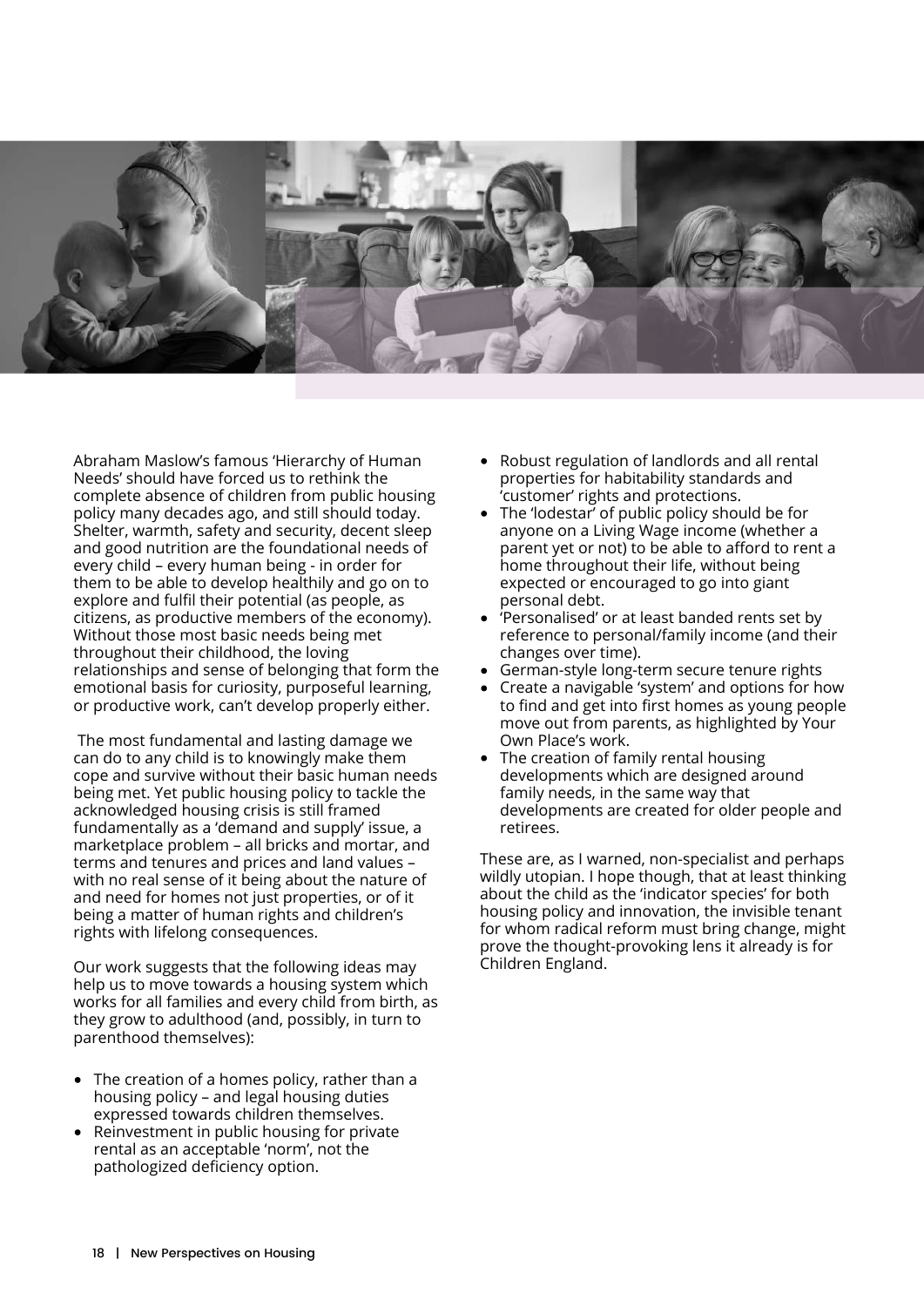Abraham Maslow's famous 'Hierarchy of Human Needs' should have forced us to rethink the complete absence of children from public housing policy many decades ago, and still should today. Shelter, warmth, safety and security, decent sleep and good nutrition are the foundational needs of every child – every human being - in order for them to be able to develop healthily and go on to explore and fulfil their potential (as people, as citizens, as productive members of the economy). Without those most basic needs being met throughout their childhood, the loving relationships and sense of belonging that form the emotional basis for curiosity, purposeful learning, or productive work, can't develop properly either.

The most fundamental and lasting damage we can do to any child is to knowingly make them cope and survive without their basic human needs being met. Yet public housing policy to tackle the acknowledged housing crisis is still framed fundamentally as a 'demand and supply' issue, a marketplace problem – all bricks and mortar, and terms and tenures and prices and land values – with no real sense of it being about the nature of and need for homes not just properties, or of it being a matter of human rights and children's rights with lifelong consequences.

Our work suggests that the following ideas may help us to move towards a housing system which works for all families and every child from birth, as they grow to adulthood (and, possibly, in turn to parenthood themselves):

- The creation of a homes policy, rather than a housing policy – and legal housing duties expressed towards children themselves.
- Reinvestment in public housing for private rental as an acceptable 'norm', not the pathologized deficiency option.
- Robust regulation of landlords and all rental properties for habitability standards and 'customer' rights and protections.
- The 'lodestar' of public policy should be for anyone on a Living Wage income (whether a parent yet or not) to be able to afford to rent a home throughout their life, without being expected or encouraged to go into giant personal debt.
- 'Personalised' or at least banded rents set by reference to personal/family income (and their changes over time).
- German-style long-term secure tenure rights
- Create a navigable 'system' and options for how to find and get into first homes as young people move out from parents, as highlighted by Your Own Place's work.
- The creation of family rental housing developments which are designed around family needs, in the same way that developments are created for older people and retirees.

These are, as I warned, non-specialist and perhaps wildly utopian. I hope though, that at least thinking about the child as the 'indicator species' for both housing policy and innovation, the invisible tenant for whom radical reform must bring change, might prove the thought-provoking lens it already is for Children England.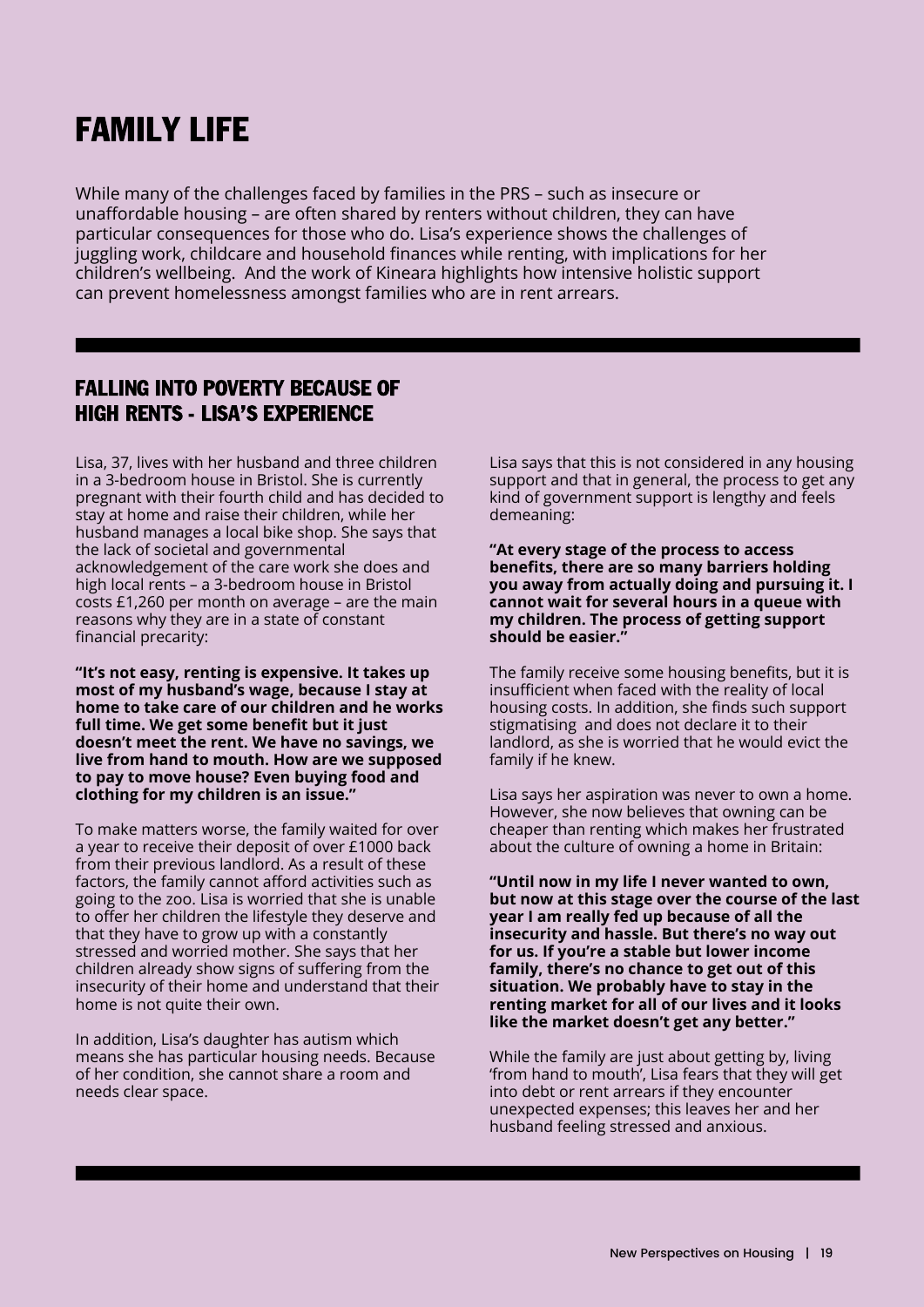# FAMILY LIFE

While many of the challenges faced by families in the PRS – such as insecure or unaffordable housing – are often shared by renters without children, they can have particular consequences for those who do. Lisa's experience shows the challenges of juggling work, childcare and household finances while renting, with implications for her children's wellbeing. And the work of Kineara highlights how intensive holistic support can prevent homelessness amongst families who are in rent arrears.

## FALLING INTO POVERTY BECAUSE OF HIGH RENTS - LISA'S EXPERIENCE

Lisa, 37, lives with her husband and three children in a 3-bedroom house in Bristol. She is currently pregnant with their fourth child and has decided to stay at home and raise their children, while her husband manages a local bike shop. She says that the lack of societal and governmental acknowledgement of the care work she does and high local rents – a 3-bedroom house in Bristol costs £1,260 per month on average – are the main reasons why they are in a state of constant financial precarity:

**"It's not easy, renting is expensive. It takes up most of my husband's wage, because I stay at home to take care of our children and he works full time. We get some benefit but it just doesn't meet the rent. We have no savings, we live from hand to mouth. How are we supposed to pay to move house? Even buying food and clothing for my children is an issue."**

To make matters worse, the family waited for over a year to receive their deposit of over £1000 back from their previous landlord. As a result of these factors, the family cannot afford activities such as going to the zoo. Lisa is worried that she is unable to offer her children the lifestyle they deserve and that they have to grow up with a constantly stressed and worried mother. She says that her children already show signs of suffering from the insecurity of their home and understand that their home is not quite their own.

In addition, Lisa's daughter has autism which means she has particular housing needs. Because of her condition, she cannot share a room and needs clear space.

Lisa says that this is not considered in any housing support and that in general, the process to get any kind of government support is lengthy and feels demeaning:

**"At every stage of the process to access benefits, there are so many barriers holding you away from actually doing and pursuing it. I cannot wait for several hours in a queue with my children. The process of getting support should be easier."**

The family receive some housing benefits, but it is insufficient when faced with the reality of local housing costs. In addition, she finds such support stigmatising and does not declare it to their landlord, as she is worried that he would evict the family if he knew.

Lisa says her aspiration was never to own a home. However, she now believes that owning can be cheaper than renting which makes her frustrated about the culture of owning a home in Britain:

**"Until now in my life I never wanted to own, but now at this stage over the course of the last year I am really fed up because of all the insecurity and hassle. But there's no way out for us. If you're a stable but lower income family, there's no chance to get out of this situation. We probably have to stay in the renting market for all of our lives and it looks like the market doesn't get any better."**

While the family are just about getting by, living 'from hand to mouth', Lisa fears that they will get into debt or rent arrears if they encounter unexpected expenses; this leaves her and her husband feeling stressed and anxious.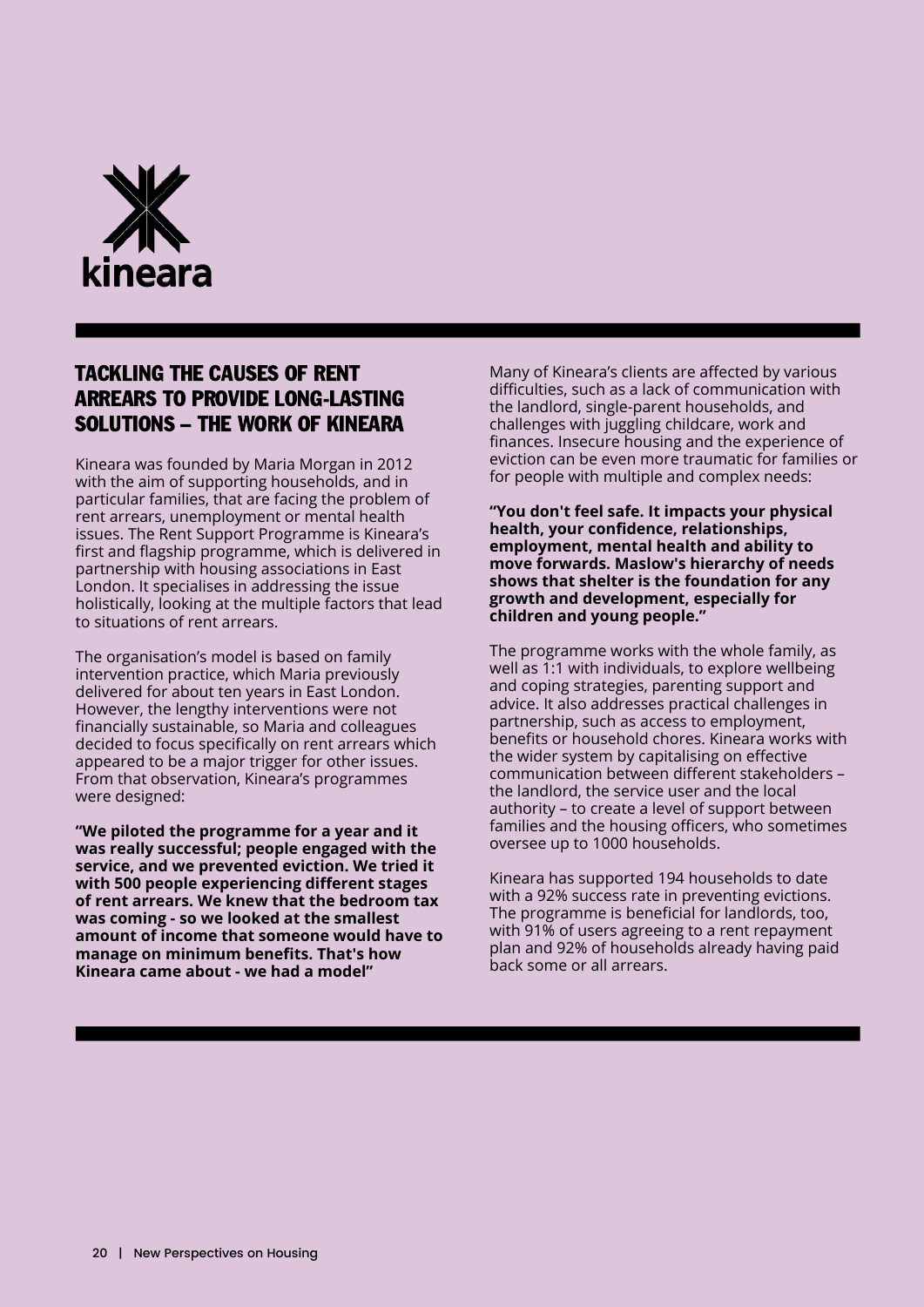kineara

## TACKLING THE CAUSES OF RENT ARREARS TO PROVIDE LONG-LASTING SOLUTIONS – THE WORK OF KINEARA

Kineara was founded by Maria Morgan in 2012 with the aim of supporting households, and in particular families, that are facing the problem of rent arrears, unemployment or mental health issues. The Rent Support Programme is Kineara's first and flagship programme, which is delivered in partnership with housing associations in East London. It specialises in addressing the issue holistically, looking at the multiple factors that lead to situations of rent arrears.

The organisation's model is based on family intervention practice, which Maria previously delivered for about ten years in East London. However, the lengthy interventions were not financially sustainable, so Maria and colleagues decided to focus specifically on rent arrears which appeared to be a major trigger for other issues. From that observation, Kineara's programmes were designed:

**"We piloted the programme for a year and it was really successful; people engaged with the service, and we prevented eviction. We tried it with 500 people experiencing different stages of rent arrears. We knew that the bedroom tax was coming - so we looked at the smallest amount of income that someone would have to manage on minimum benefits. That's how Kineara came about - we had a model"**

Many of Kineara's clients are affected by various difficulties, such as a lack of communication with the landlord, single-parent households, and challenges with juggling childcare, work and finances. Insecure housing and the experience of eviction can be even more traumatic for families or for people with multiple and complex needs:

**"You don't feel safe. It impacts your physical health, your confidence, relationships, employment, mental health and ability to move forwards. Maslow's hierarchy of needs shows that shelter is the foundation for any growth and development, especially for children and young people."**

The programme works with the whole family, as well as 1:1 with individuals, to explore wellbeing and coping strategies, parenting support and advice. It also addresses practical challenges in partnership, such as access to employment, benefits or household chores. Kineara works with the wider system by capitalising on effective communication between different stakeholders – the landlord, the service user and the local authority – to create a level of support between families and the housing officers, who sometimes oversee up to 1000 households.

Kineara has supported 194 households to date with a 92% success rate in preventing evictions. The programme is beneficial for landlords, too, with 91% of users agreeing to a rent repayment plan and 92% of households already having paid back some or all arrears.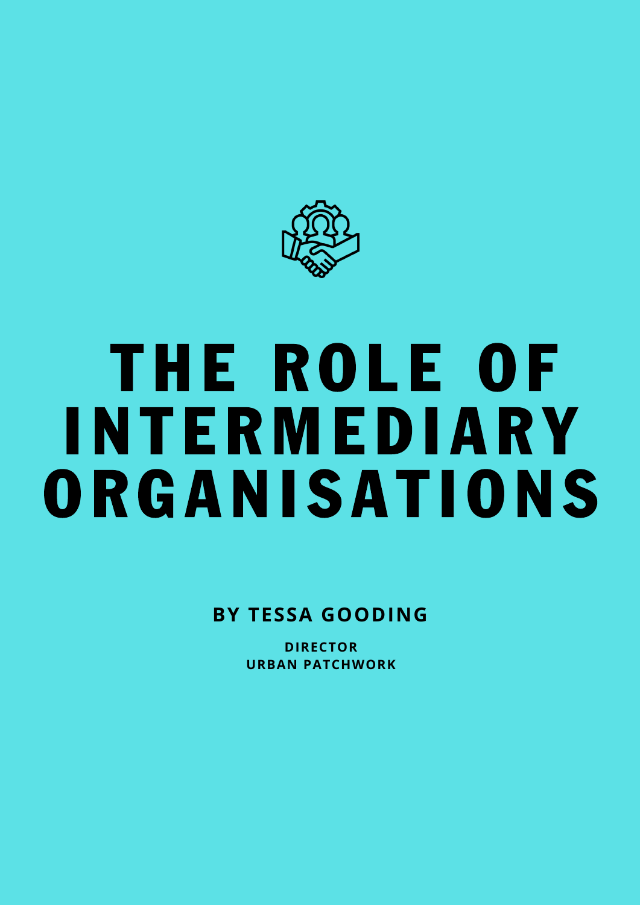# THE ROLE OF INTERMEDIARY ORGANISATIONS

**BY TESSA GOODING**

**DIRECTOR**
**URBAN PATCHWORK**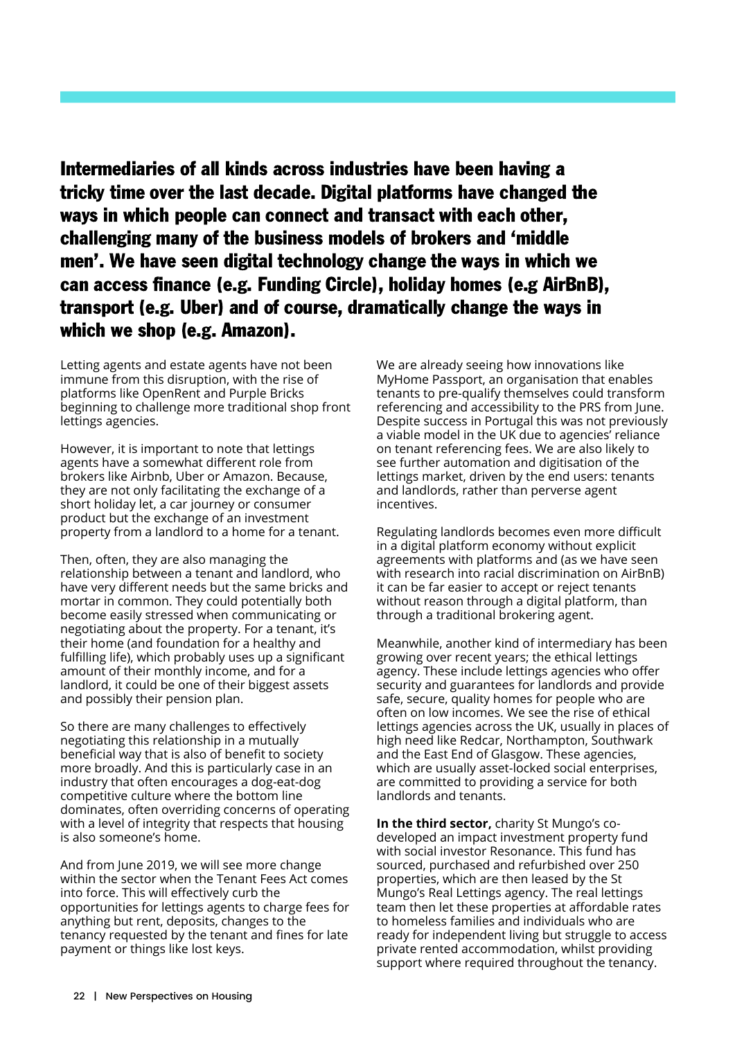**Intermediaries of all kinds across industries have been having a tricky time over the last decade. Digital platforms have changed the ways in which people can connect and transact with each other, challenging many of the business models of brokers and 'middle men'. We have seen digital technology change the ways in which we can access finance (e.g. Funding Circle), holiday homes (e.g AirBnB), transport (e.g. Uber) and of course, dramatically change the ways in which we shop (e.g. Amazon).**

Letting agents and estate agents have not been immune from this disruption, with the rise of platforms like OpenRent and Purple Bricks beginning to challenge more traditional shop front lettings agencies.

However, it is important to note that lettings agents have a somewhat different role from brokers like Airbnb, Uber or Amazon. Because, they are not only facilitating the exchange of a short holiday let, a car journey or consumer product but the exchange of an investment property from a landlord to a home for a tenant.

Then, often, they are also managing the relationship between a tenant and landlord, who have very different needs but the same bricks and mortar in common. They could potentially both become easily stressed when communicating or negotiating about the property. For a tenant, it's their home (and foundation for a healthy and fulfilling life), which probably uses up a significant amount of their monthly income, and for a landlord, it could be one of their biggest assets and possibly their pension plan.

So there are many challenges to effectively negotiating this relationship in a mutually beneficial way that is also of benefit to society more broadly. And this is particularly case in an industry that often encourages a dog-eat-dog competitive culture where the bottom line dominates, often overriding concerns of operating with a level of integrity that respects that housing is also someone's home.

And from June 2019, we will see more change within the sector when the Tenant Fees Act comes into force. This will effectively curb the opportunities for lettings agents to charge fees for anything but rent, deposits, changes to the tenancy requested by the tenant and fines for late payment or things like lost keys.

We are already seeing how innovations like MyHome Passport, an organisation that enables tenants to pre-qualify themselves could transform referencing and accessibility to the PRS from June. Despite success in Portugal this was not previously a viable model in the UK due to agencies' reliance on tenant referencing fees. We are also likely to see further automation and digitisation of the lettings market, driven by the end users: tenants and landlords, rather than perverse agent incentives.

Regulating landlords becomes even more difficult in a digital platform economy without explicit agreements with platforms and (as we have seen with research into racial discrimination on AirBnB) it can be far easier to accept or reject tenants without reason through a digital platform, than through a traditional brokering agent.

Meanwhile, another kind of intermediary has been growing over recent years; the ethical lettings agency. These include lettings agencies who offer security and guarantees for landlords and provide safe, secure, quality homes for people who are often on low incomes. We see the rise of ethical lettings agencies across the UK, usually in places of high need like Redcar, Northampton, Southwark and the East End of Glasgow. These agencies, which are usually asset-locked social enterprises, are committed to providing a service for both landlords and tenants.

**In the third sector,** charity St Mungo's co-developed an impact investment property fund with social investor Resonance. This fund has sourced, purchased and refurbished over 250 properties, which are then leased by the St Mungo's Real Lettings agency. The real lettings team then let these properties at affordable rates to homeless families and individuals who are ready for independent living but struggle to access private rented accommodation, whilst providing support where required throughout the tenancy.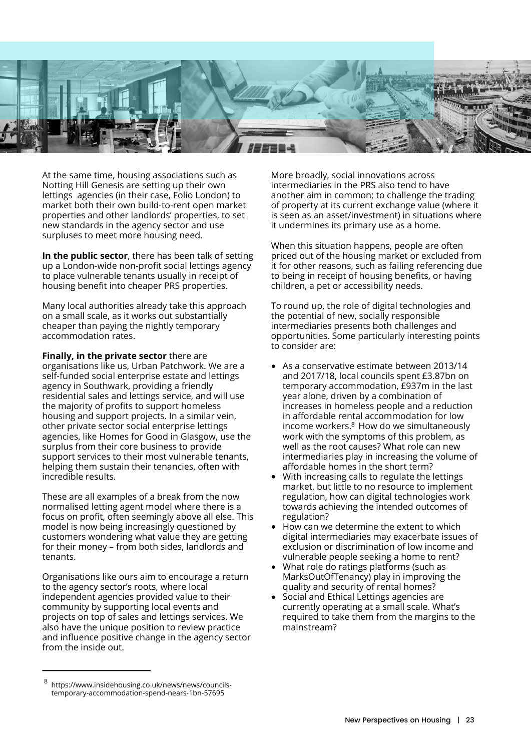At the same time, housing associations such as Notting Hill Genesis are setting up their own lettings agencies (in their case, Folio London) to market both their own build-to-rent open market properties and other landlords' properties, to set new standards in the agency sector and use surpluses to meet more housing need.

**In the public sector**, there has been talk of setting up a London-wide non-profit social lettings agency to place vulnerable tenants usually in receipt of housing benefit into cheaper PRS properties.

Many local authorities already take this approach on a small scale, as it works out substantially cheaper than paying the nightly temporary accommodation rates.

**Finally, in the private sector** there are organisations like us, Urban Patchwork. We are a self-funded social enterprise estate and lettings agency in Southwark, providing a friendly residential sales and lettings service, and will use the majority of profits to support homeless housing and support projects. In a similar vein, other private sector social enterprise lettings agencies, like Homes for Good in Glasgow, use the surplus from their core business to provide support services to their most vulnerable tenants, helping them sustain their tenancies, often with incredible results.

These are all examples of a break from the now normalised letting agent model where there is a focus on profit, often seemingly above all else. This model is now being increasingly questioned by customers wondering what value they are getting for their money – from both sides, landlords and tenants.

Organisations like ours aim to encourage a return to the agency sector's roots, where local independent agencies provided value to their community by supporting local events and projects on top of sales and lettings services. We also have the unique position to review practice and influence positive change in the agency sector from the inside out.

More broadly, social innovations across intermediaries in the PRS also tend to have another aim in common; to challenge the trading of property at its current exchange value (where it is seen as an asset/investment) in situations where it undermines its primary use as a home.

When this situation happens, people are often priced out of the housing market or excluded from it for other reasons, such as failing referencing due to being in receipt of housing benefits, or having children, a pet or accessibility needs.

To round up, the role of digital technologies and the potential of new, socially responsible intermediaries presents both challenges and opportunities. Some particularly interesting points to consider are:

- As a conservative estimate between 2013/14 and 2017/18, local councils spent £3.87bn on temporary accommodation, £937m in the last year alone, driven by a combination of increases in homeless people and a reduction in affordable rental accommodation for low income workers.[8] How do we simultaneously work with the symptoms of this problem, as well as the root causes? What role can new intermediaries play in increasing the volume of affordable homes in the short term?
- With increasing calls to regulate the lettings market, but little to no resource to implement regulation, how can digital technologies work towards achieving the intended outcomes of regulation?
- How can we determine the extent to which digital intermediaries may exacerbate issues of exclusion or discrimination of low income and vulnerable people seeking a home to rent?
- What role do ratings platforms (such as MarksOutOfTenancy) play in improving the quality and security of rental homes?
- Social and Ethical Lettings agencies are currently operating at a small scale. What's required to take them from the margins to the mainstream?

[8] https://www.insidehousing.co.uk/news/news/councils-temporary-accommodation-spend-nears-1bn-57695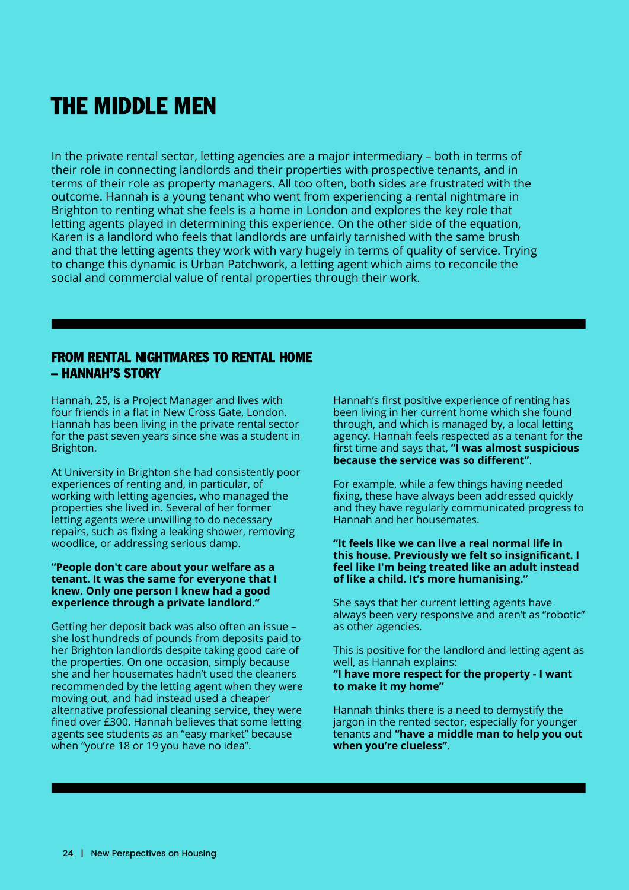# THE MIDDLE MEN

In the private rental sector, letting agencies are a major intermediary – both in terms of their role in connecting landlords and their properties with prospective tenants, and in terms of their role as property managers. All too often, both sides are frustrated with the outcome. Hannah is a young tenant who went from experiencing a rental nightmare in Brighton to renting what she feels is a home in London and explores the key role that letting agents played in determining this experience. On the other side of the equation, Karen is a landlord who feels that landlords are unfairly tarnished with the same brush and that the letting agents they work with vary hugely in terms of quality of service. Trying to change this dynamic is Urban Patchwork, a letting agent which aims to reconcile the social and commercial value of rental properties through their work.

## FROM RENTAL NIGHTMARES TO RENTAL HOME – HANNAH'S STORY

Hannah, 25, is a Project Manager and lives with four friends in a flat in New Cross Gate, London. Hannah has been living in the private rental sector for the past seven years since she was a student in Brighton.

At University in Brighton she had consistently poor experiences of renting and, in particular, of working with letting agencies, who managed the properties she lived in. Several of her former letting agents were unwilling to do necessary repairs, such as fixing a leaking shower, removing woodlice, or addressing serious damp.

**"People don't care about your welfare as a tenant. It was the same for everyone that I knew. Only one person I knew had a good experience through a private landlord."**

Getting her deposit back was also often an issue – she lost hundreds of pounds from deposits paid to her Brighton landlords despite taking good care of the properties. On one occasion, simply because she and her housemates hadn't used the cleaners recommended by the letting agent when they were moving out, and had instead used a cheaper alternative professional cleaning service, they were fined over £300. Hannah believes that some letting agents see students as an "easy market" because when "you're 18 or 19 you have no idea".

Hannah's first positive experience of renting has been living in her current home which she found through, and which is managed by, a local letting agency. Hannah feels respected as a tenant for the first time and says that, **"I was almost suspicious because the service was so different"**.

For example, while a few things having needed fixing, these have always been addressed quickly and they have regularly communicated progress to Hannah and her housemates.

**"It feels like we can live a real normal life in this house. Previously we felt so insignificant. I feel like I'm being treated like an adult instead of like a child. It's more humanising."**

She says that her current letting agents have always been very responsive and aren't as "robotic" as other agencies.

This is positive for the landlord and letting agent as well, as Hannah explains:
**"I have more respect for the property - I want to make it my home"**

Hannah thinks there is a need to demystify the jargon in the rented sector, especially for younger tenants and **"have a middle man to help you out when you're clueless"**.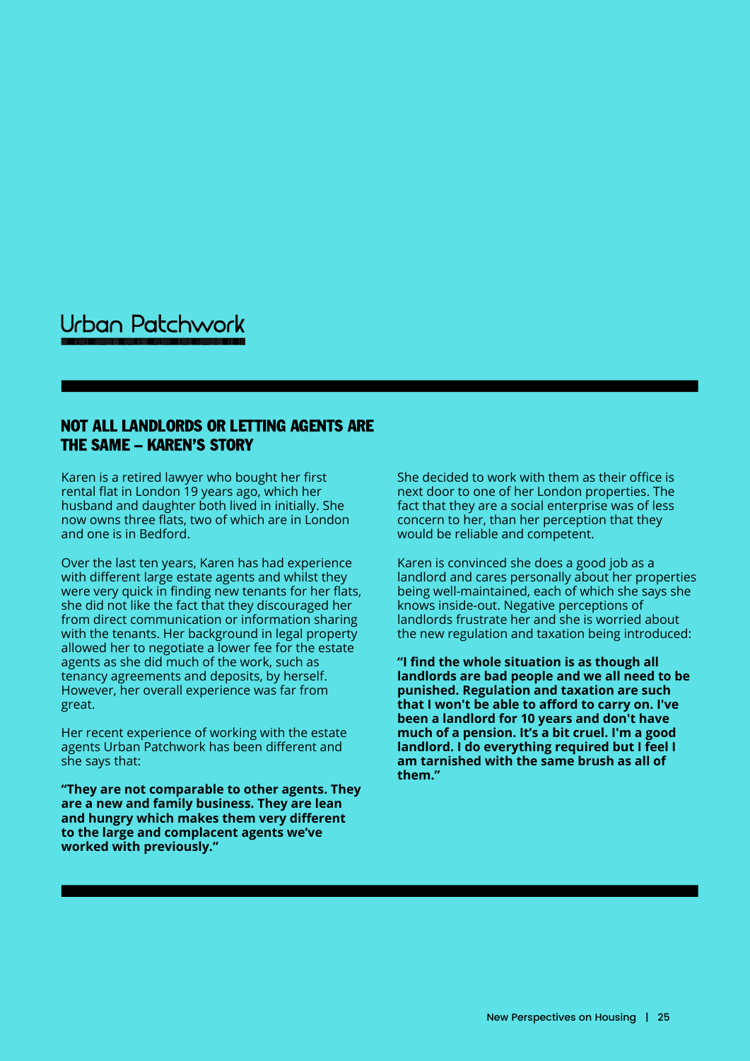Urban Patchwork

## NOT ALL LANDLORDS OR LETTING AGENTS ARE THE SAME – KAREN'S STORY

Karen is a retired lawyer who bought her first rental flat in London 19 years ago, which her husband and daughter both lived in initially. She now owns three flats, two of which are in London and one is in Bedford.

Over the last ten years, Karen has had experience with different large estate agents and whilst they were very quick in finding new tenants for her flats, she did not like the fact that they discouraged her from direct communication or information sharing with the tenants. Her background in legal property allowed her to negotiate a lower fee for the estate agents as she did much of the work, such as tenancy agreements and deposits, by herself. However, her overall experience was far from great.

Her recent experience of working with the estate agents Urban Patchwork has been different and she says that:

**"They are not comparable to other agents. They are a new and family business. They are lean and hungry which makes them very different to the large and complacent agents we've worked with previously."**

She decided to work with them as their office is next door to one of her London properties. The fact that they are a social enterprise was of less concern to her, than her perception that they would be reliable and competent.

Karen is convinced she does a good job as a landlord and cares personally about her properties being well-maintained, each of which she says she knows inside-out. Negative perceptions of landlords frustrate her and she is worried about the new regulation and taxation being introduced:

**"I find the whole situation is as though all landlords are bad people and we all need to be punished. Regulation and taxation are such that I won't be able to afford to carry on. I've been a landlord for 10 years and don't have much of a pension. It's a bit cruel. I'm a good landlord. I do everything required but I feel I am tarnished with the same brush as all of them."**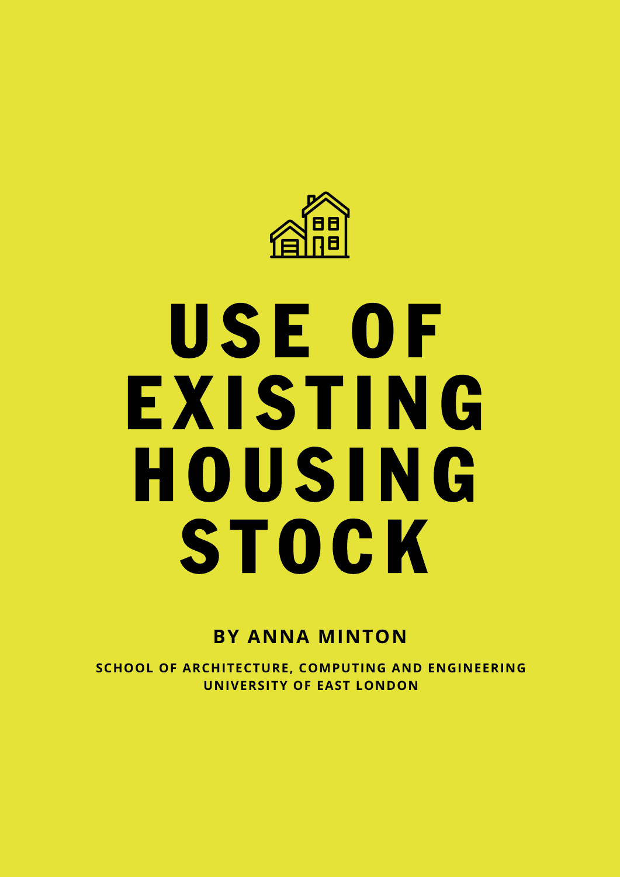# USE OF EXISTING HOUSING STOCK

**BY ANNA MINTON**

**SCHOOL OF ARCHITECTURE, COMPUTING AND ENGINEERING**
**UNIVERSITY OF EAST LONDON**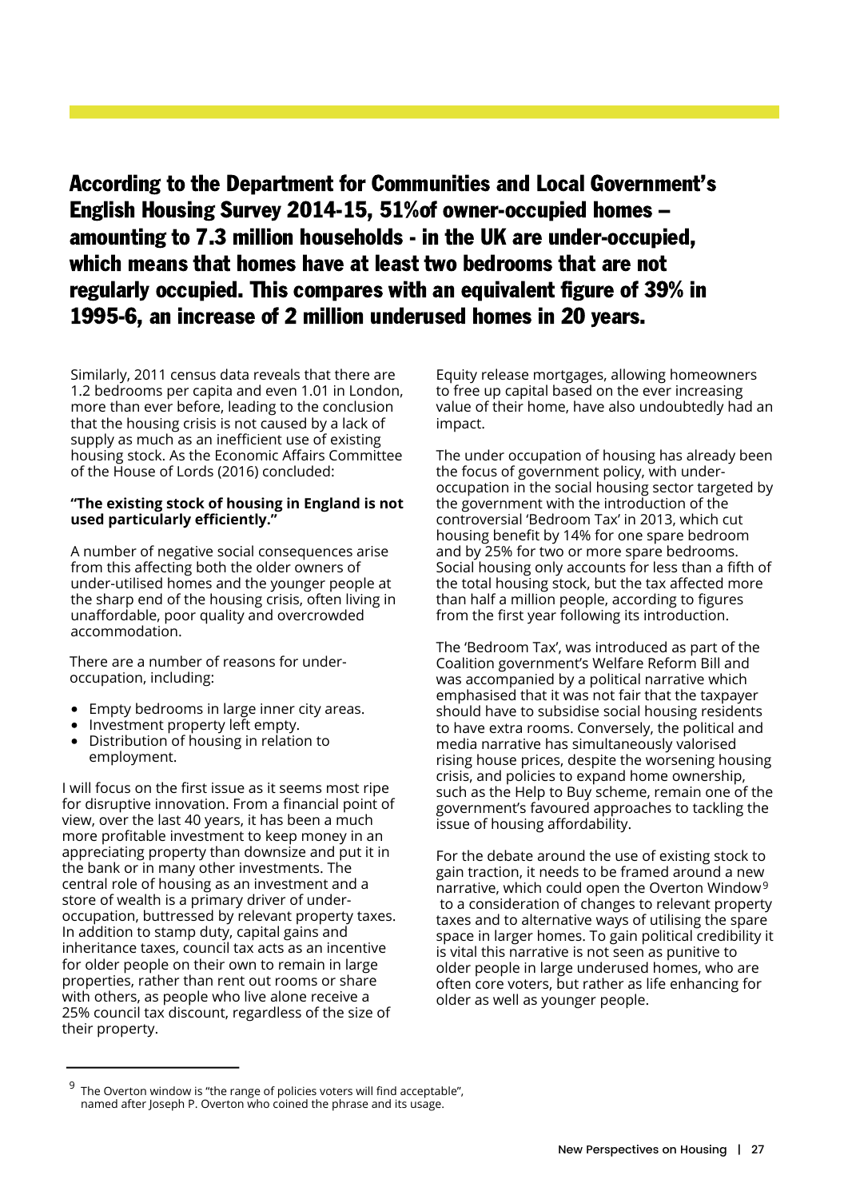**According to the Department for Communities and Local Government's English Housing Survey 2014-15, 51%of owner-occupied homes – amounting to 7.3 million households - in the UK are under-occupied, which means that homes have at least two bedrooms that are not regularly occupied. This compares with an equivalent figure of 39% in 1995-6, an increase of 2 million underused homes in 20 years.**

Similarly, 2011 census data reveals that there are 1.2 bedrooms per capita and even 1.01 in London, more than ever before, leading to the conclusion that the housing crisis is not caused by a lack of supply as much as an inefficient use of existing housing stock. As the Economic Affairs Committee of the House of Lords (2016) concluded:

**"The existing stock of housing in England is not used particularly efficiently."**

A number of negative social consequences arise from this affecting both the older owners of under-utilised homes and the younger people at the sharp end of the housing crisis, often living in unaffordable, poor quality and overcrowded accommodation.

There are a number of reasons for under-occupation, including:

- Empty bedrooms in large inner city areas.
- Investment property left empty.
- Distribution of housing in relation to employment.

I will focus on the first issue as it seems most ripe for disruptive innovation. From a financial point of view, over the last 40 years, it has been a much more profitable investment to keep money in an appreciating property than downsize and put it in the bank or in many other investments. The central role of housing as an investment and a store of wealth is a primary driver of under-occupation, buttressed by relevant property taxes. In addition to stamp duty, capital gains and inheritance taxes, council tax acts as an incentive for older people on their own to remain in large properties, rather than rent out rooms or share with others, as people who live alone receive a 25% council tax discount, regardless of the size of their property.

Equity release mortgages, allowing homeowners to free up capital based on the ever increasing value of their home, have also undoubtedly had an impact.

The under occupation of housing has already been the focus of government policy, with under-occupation in the social housing sector targeted by the government with the introduction of the controversial 'Bedroom Tax' in 2013, which cut housing benefit by 14% for one spare bedroom and by 25% for two or more spare bedrooms. Social housing only accounts for less than a fifth of the total housing stock, but the tax affected more than half a million people, according to figures from the first year following its introduction.

The 'Bedroom Tax', was introduced as part of the Coalition government's Welfare Reform Bill and was accompanied by a political narrative which emphasised that it was not fair that the taxpayer should have to subsidise social housing residents to have extra rooms. Conversely, the political and media narrative has simultaneously valorised rising house prices, despite the worsening housing crisis, and policies to expand home ownership, such as the Help to Buy scheme, remain one of the government's favoured approaches to tackling the issue of housing affordability.

For the debate around the use of existing stock to gain traction, it needs to be framed around a new narrative, which could open the Overton Window[9] to a consideration of changes to relevant property taxes and to alternative ways of utilising the spare space in larger homes. To gain political credibility it is vital this narrative is not seen as punitive to older people in large underused homes, who are often core voters, but rather as life enhancing for older as well as younger people.

---

[9] The Overton window is "the range of policies voters will find acceptable", named after Joseph P. Overton who coined the phrase and its usage.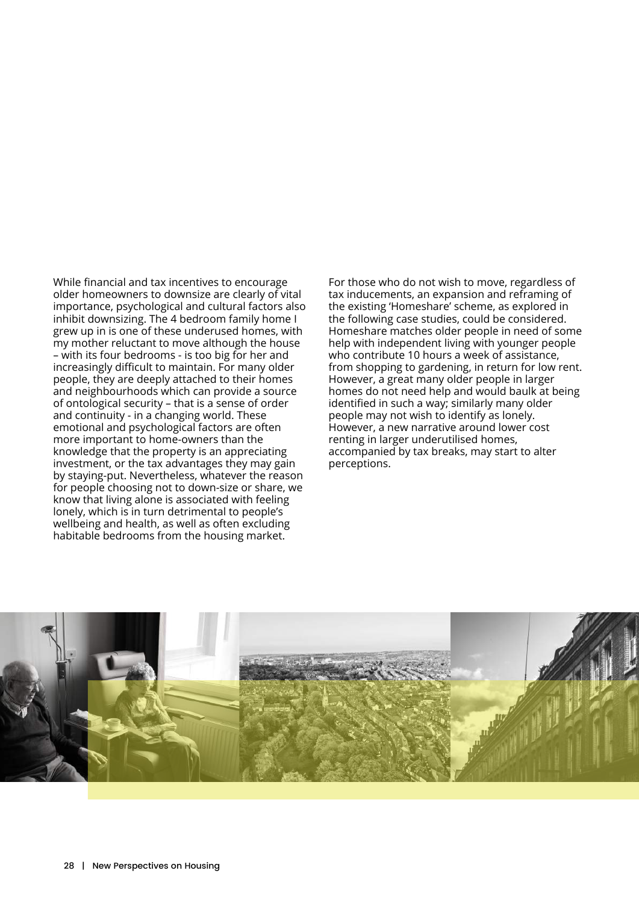While financial and tax incentives to encourage older homeowners to downsize are clearly of vital importance, psychological and cultural factors also inhibit downsizing. The 4 bedroom family home I grew up in is one of these underused homes, with my mother reluctant to move although the house – with its four bedrooms - is too big for her and increasingly difficult to maintain. For many older people, they are deeply attached to their homes and neighbourhoods which can provide a source of ontological security – that is a sense of order and continuity - in a changing world. These emotional and psychological factors are often more important to home-owners than the knowledge that the property is an appreciating investment, or the tax advantages they may gain by staying-put. Nevertheless, whatever the reason for people choosing not to down-size or share, we know that living alone is associated with feeling lonely, which is in turn detrimental to people's wellbeing and health, as well as often excluding habitable bedrooms from the housing market.

For those who do not wish to move, regardless of tax inducements, an expansion and reframing of the existing 'Homeshare' scheme, as explored in the following case studies, could be considered. Homeshare matches older people in need of some help with independent living with younger people who contribute 10 hours a week of assistance, from shopping to gardening, in return for low rent. However, a great many older people in larger homes do not need help and would baulk at being identified in such a way; similarly many older people may not wish to identify as lonely. However, a new narrative around lower cost renting in larger underutilised homes, accompanied by tax breaks, may start to alter perceptions.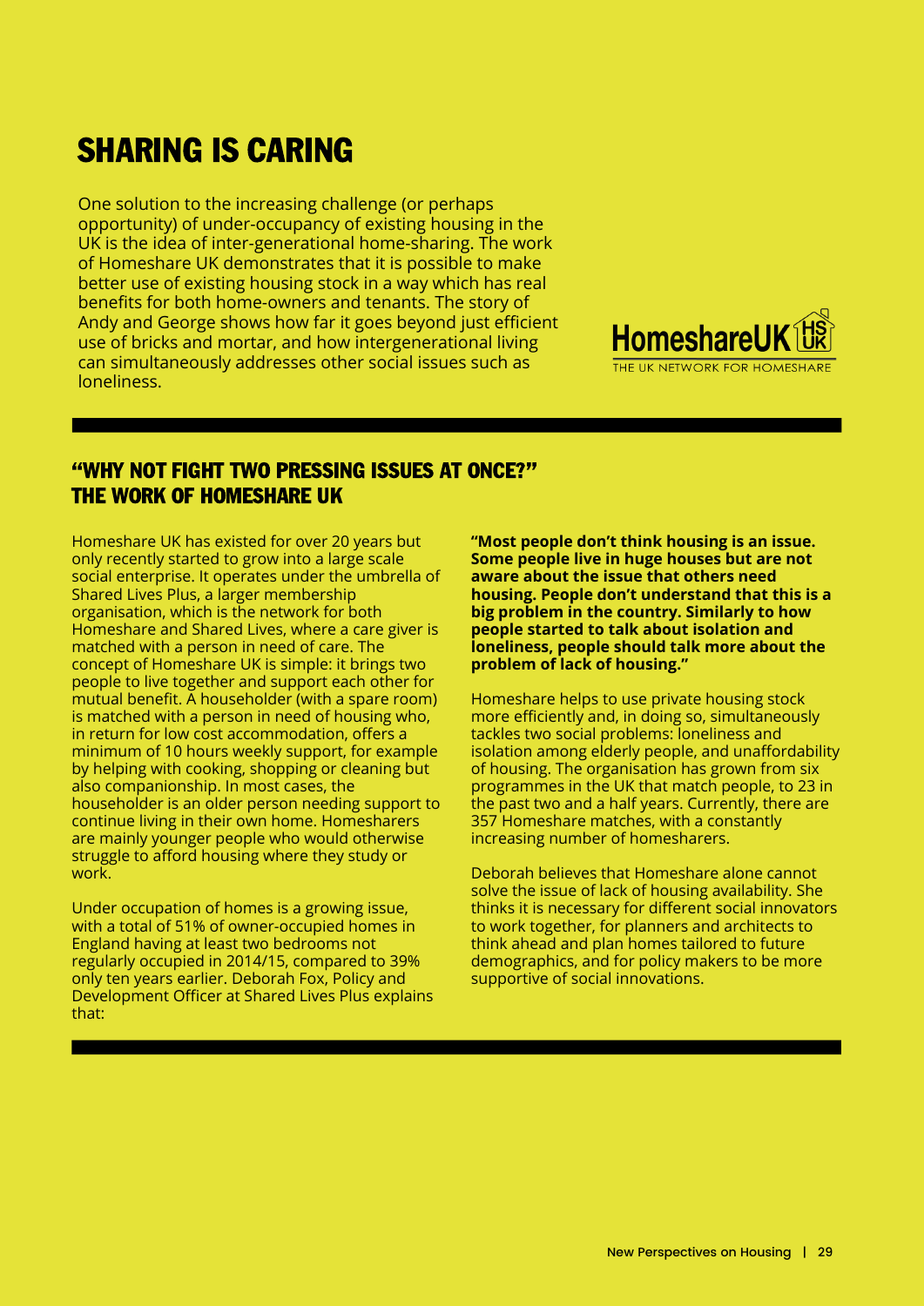# SHARING IS CARING

One solution to the increasing challenge (or perhaps opportunity) of under-occupancy of existing housing in the UK is the idea of inter-generational home-sharing. The work of Homeshare UK demonstrates that it is possible to make better use of existing housing stock in a way which has real benefits for both home-owners and tenants. The story of Andy and George shows how far it goes beyond just efficient use of bricks and mortar, and how intergenerational living can simultaneously addresses other social issues such as loneliness.

HomeshareUK
THE UK NETWORK FOR HOMESHARE

## "WHY NOT FIGHT TWO PRESSING ISSUES AT ONCE?" THE WORK OF HOMESHARE UK

Homeshare UK has existed for over 20 years but only recently started to grow into a large scale social enterprise. It operates under the umbrella of Shared Lives Plus, a larger membership organisation, which is the network for both Homeshare and Shared Lives, where a care giver is matched with a person in need of care. The concept of Homeshare UK is simple: it brings two people to live together and support each other for mutual benefit. A householder (with a spare room) is matched with a person in need of housing who, in return for low cost accommodation, offers a minimum of 10 hours weekly support, for example by helping with cooking, shopping or cleaning but also companionship. In most cases, the householder is an older person needing support to continue living in their own home. Homesharers are mainly younger people who would otherwise struggle to afford housing where they study or work.

Under occupation of homes is a growing issue, with a total of 51% of owner-occupied homes in England having at least two bedrooms not regularly occupied in 2014/15, compared to 39% only ten years earlier. Deborah Fox, Policy and Development Officer at Shared Lives Plus explains that:

**"Most people don't think housing is an issue. Some people live in huge houses but are not aware about the issue that others need housing. People don't understand that this is a big problem in the country. Similarly to how people started to talk about isolation and loneliness, people should talk more about the problem of lack of housing."**

Homeshare helps to use private housing stock more efficiently and, in doing so, simultaneously tackles two social problems: loneliness and isolation among elderly people, and unaffordability of housing. The organisation has grown from six programmes in the UK that match people, to 23 in the past two and a half years. Currently, there are 357 Homeshare matches, with a constantly increasing number of homesharers.

Deborah believes that Homeshare alone cannot solve the issue of lack of housing availability. She thinks it is necessary for different social innovators to work together, for planners and architects to think ahead and plan homes tailored to future demographics, and for policy makers to be more supportive of social innovations.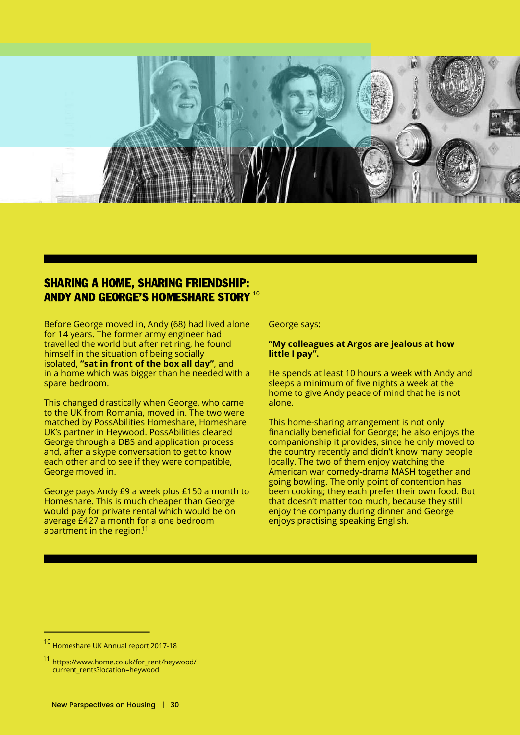## SHARING A HOME, SHARING FRIENDSHIP: ANDY AND GEORGE'S HOMESHARE STORY [10]

Before George moved in, Andy (68) had lived alone for 14 years. The former army engineer had travelled the world but after retiring, he found himself in the situation of being socially isolated, **"sat in front of the box all day"**, and in a home which was bigger than he needed with a spare bedroom.

This changed drastically when George, who came to the UK from Romania, moved in. The two were matched by PossAbilities Homeshare, Homeshare UK's partner in Heywood. PossAbilities cleared George through a DBS and application process and, after a skype conversation to get to know each other and to see if they were compatible, George moved in.

George pays Andy £9 a week plus £150 a month to Homeshare. This is much cheaper than George would pay for private rental which would be on average £427 a month for a one bedroom apartment in the region.[11]

George says:

**"My colleagues at Argos are jealous at how little I pay".**

He spends at least 10 hours a week with Andy and sleeps a minimum of five nights a week at the home to give Andy peace of mind that he is not alone.

This home-sharing arrangement is not only financially beneficial for George; he also enjoys the companionship it provides, since he only moved to the country recently and didn't know many people locally. The two of them enjoy watching the American war comedy-drama MASH together and going bowling. The only point of contention has been cooking; they each prefer their own food. But that doesn't matter too much, because they still enjoy the company during dinner and George enjoys practising speaking English.

---

[10] Homeshare UK Annual report 2017-18

[11] https://www.home.co.uk/for_rent/heywood/current_rents?location=heywood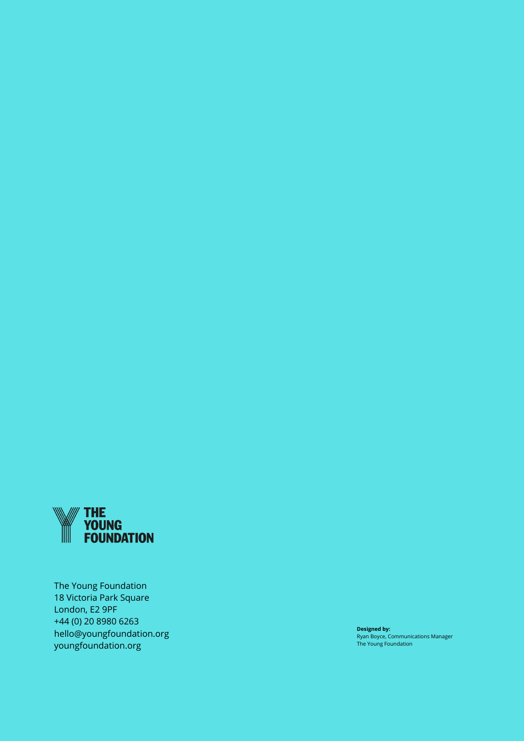THE
YOUNG
FOUNDATION

The Young Foundation
18 Victoria Park Square
London, E2 9PF
+44 (0) 20 8980 6263
hello@youngfoundation.org
youngfoundation.org

**Designed by:**
Ryan Boyce, Communications Manager
The Young Foundation